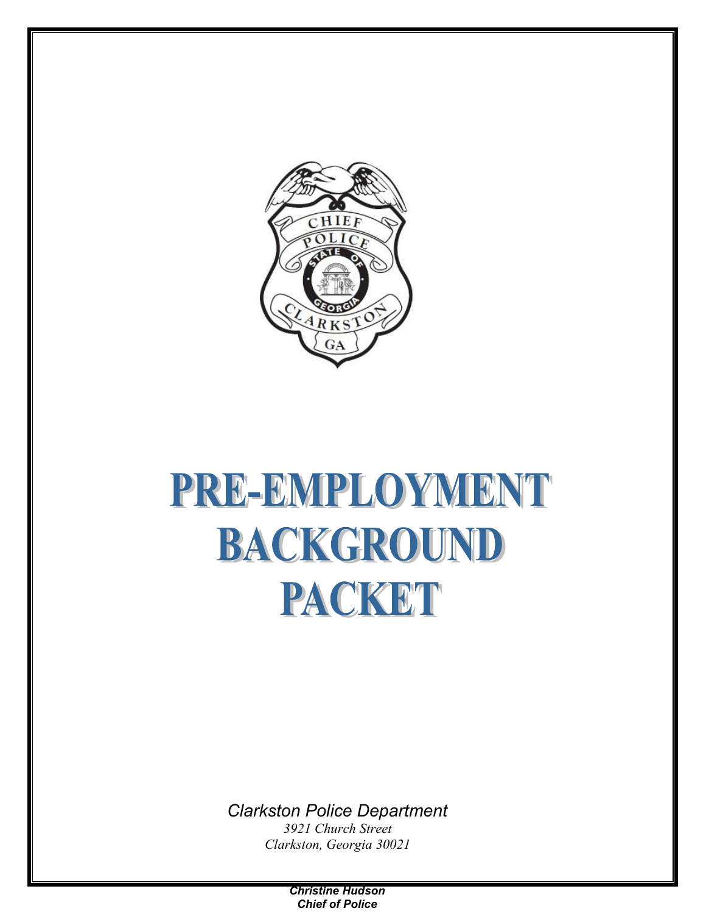# PRE-EMPLOYMENT BACKGROUND PACKET

*Clarkston Police Department*

*3921 Church Street*

*Clarkston, Georgia 30021*

***Christine Hudson***

***Chief of Police***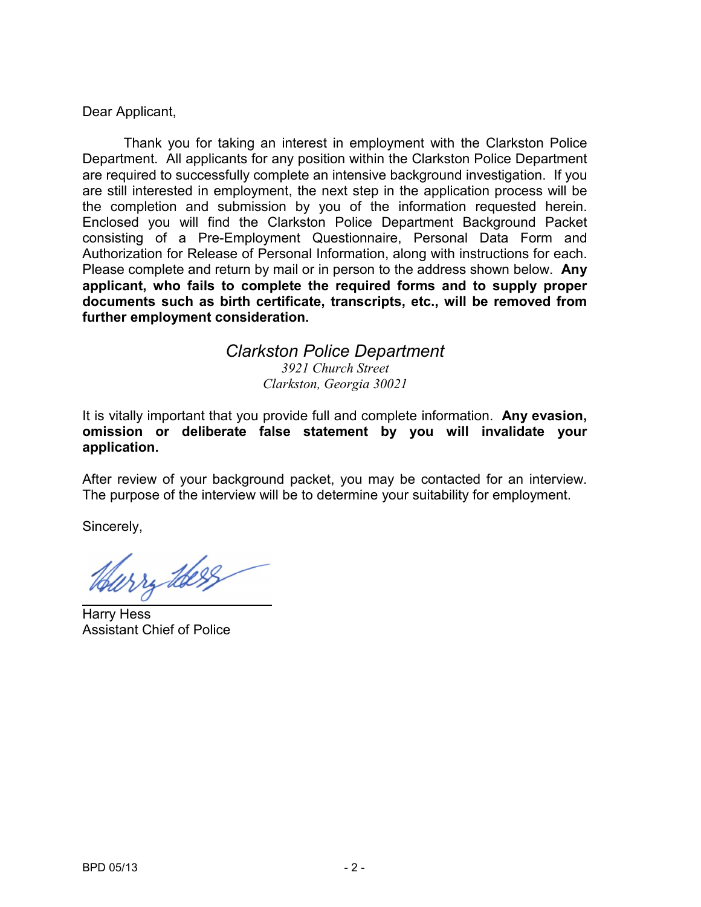Dear Applicant,

Thank you for taking an interest in employment with the Clarkston Police Department. All applicants for any position within the Clarkston Police Department are required to successfully complete an intensive background investigation. If you are still interested in employment, the next step in the application process will be the completion and submission by you of the information requested herein. Enclosed you will find the Clarkston Police Department Background Packet consisting of a Pre-Employment Questionnaire, Personal Data Form and Authorization for Release of Personal Information, along with instructions for each. Please complete and return by mail or in person to the address shown below. **Any applicant, who fails to complete the required forms and to supply proper documents such as birth certificate, transcripts, etc., will be removed from further employment consideration.**

*Clarkston Police Department*
*3921 Church Street*
*Clarkston, Georgia 30021*

It is vitally important that you provide full and complete information. **Any evasion, omission or deliberate false statement by you will invalidate your application.**

After review of your background packet, you may be contacted for an interview. The purpose of the interview will be to determine your suitability for employment.

Sincerely,

Harry Hess
Assistant Chief of Police

BPD 05/13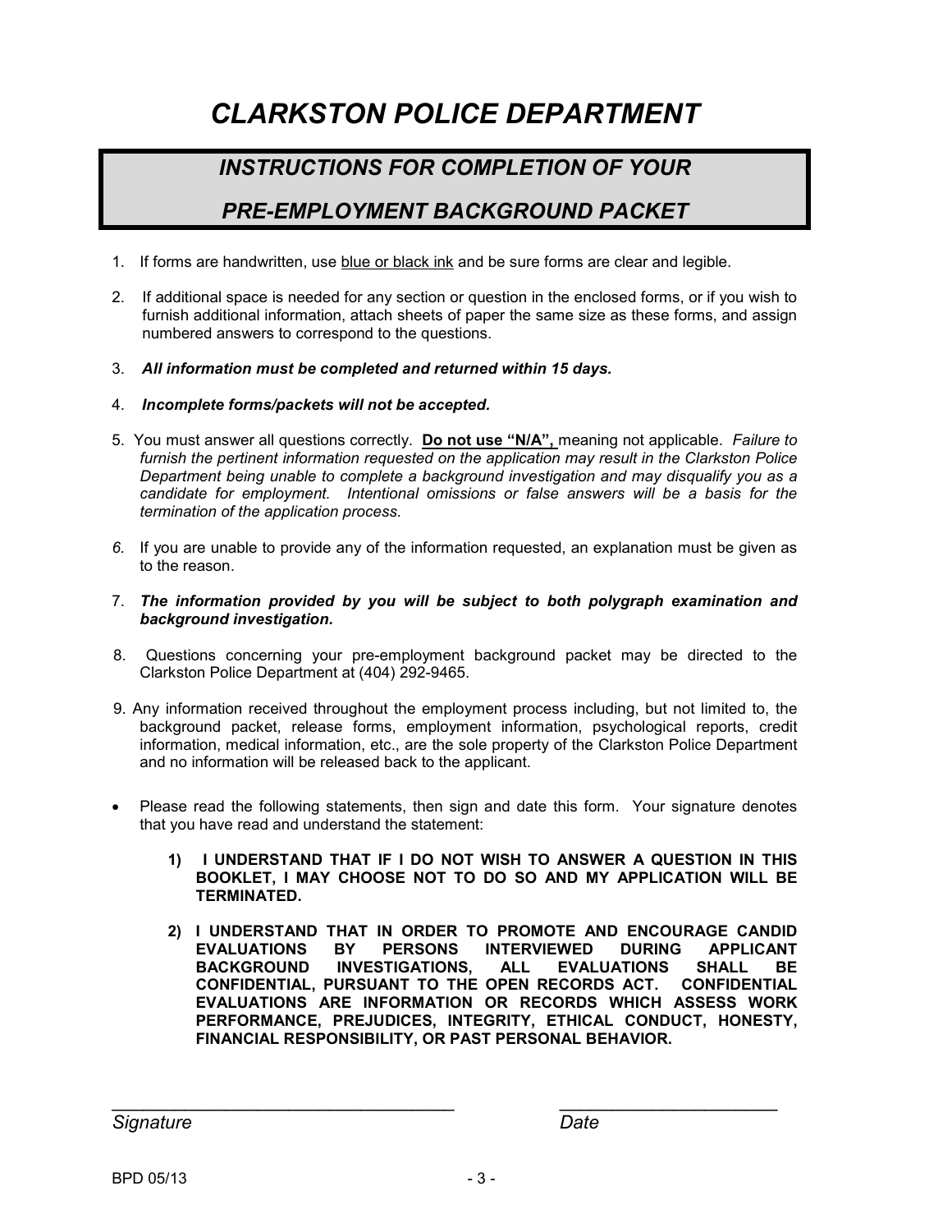# *CLARKSTON POLICE DEPARTMENT*

## *INSTRUCTIONS FOR COMPLETION OF YOUR PRE-EMPLOYMENT BACKGROUND PACKET*

1. If forms are handwritten, use blue or black ink and be sure forms are clear and legible.

2. If additional space is needed for any section or question in the enclosed forms, or if you wish to furnish additional information, attach sheets of paper the same size as these forms, and assign numbered answers to correspond to the questions.

3. ***All information must be completed and returned within 15 days.***

4. ***Incomplete forms/packets will not be accepted.***

5. You must answer all questions correctly. **Do not use "N/A",** meaning not applicable. *Failure to furnish the pertinent information requested on the application may result in the Clarkston Police Department being unable to complete a background investigation and may disqualify you as a candidate for employment. Intentional omissions or false answers will be a basis for the termination of the application process.*

6. If you are unable to provide any of the information requested, an explanation must be given as to the reason.

7. ***The information provided by you will be subject to both polygraph examination and background investigation.***

8. Questions concerning your pre-employment background packet may be directed to the Clarkston Police Department at (404) 292-9465.

9. Any information received throughout the employment process including, but not limited to, the background packet, release forms, employment information, psychological reports, credit information, medical information, etc., are the sole property of the Clarkston Police Department and no information will be released back to the applicant.

- Please read the following statements, then sign and date this form. Your signature denotes that you have read and understand the statement:

  **1) I UNDERSTAND THAT IF I DO NOT WISH TO ANSWER A QUESTION IN THIS BOOKLET, I MAY CHOOSE NOT TO DO SO AND MY APPLICATION WILL BE TERMINATED.**

  **2) I UNDERSTAND THAT IN ORDER TO PROMOTE AND ENCOURAGE CANDID EVALUATIONS BY PERSONS INTERVIEWED DURING APPLICANT BACKGROUND INVESTIGATIONS, ALL EVALUATIONS SHALL BE CONFIDENTIAL, PURSUANT TO THE OPEN RECORDS ACT. CONFIDENTIAL EVALUATIONS ARE INFORMATION OR RECORDS WHICH ASSESS WORK PERFORMANCE, PREJUDICES, INTEGRITY, ETHICAL CONDUCT, HONESTY, FINANCIAL RESPONSIBILITY, OR PAST PERSONAL BEHAVIOR.**

___________________________________ &nbsp;&nbsp;&nbsp;&nbsp;&nbsp;&nbsp;&nbsp;&nbsp; ______________________

*Signature* &nbsp;&nbsp;&nbsp;&nbsp;&nbsp;&nbsp;&nbsp;&nbsp;&nbsp;&nbsp;&nbsp;&nbsp;&nbsp;&nbsp;&nbsp;&nbsp;&nbsp;&nbsp;&nbsp;&nbsp;&nbsp;&nbsp;&nbsp;&nbsp;&nbsp;&nbsp;&nbsp;&nbsp;&nbsp;&nbsp;&nbsp;&nbsp;&nbsp;&nbsp;&nbsp;&nbsp;&nbsp;&nbsp;&nbsp;&nbsp; *Date*

BPD 05/13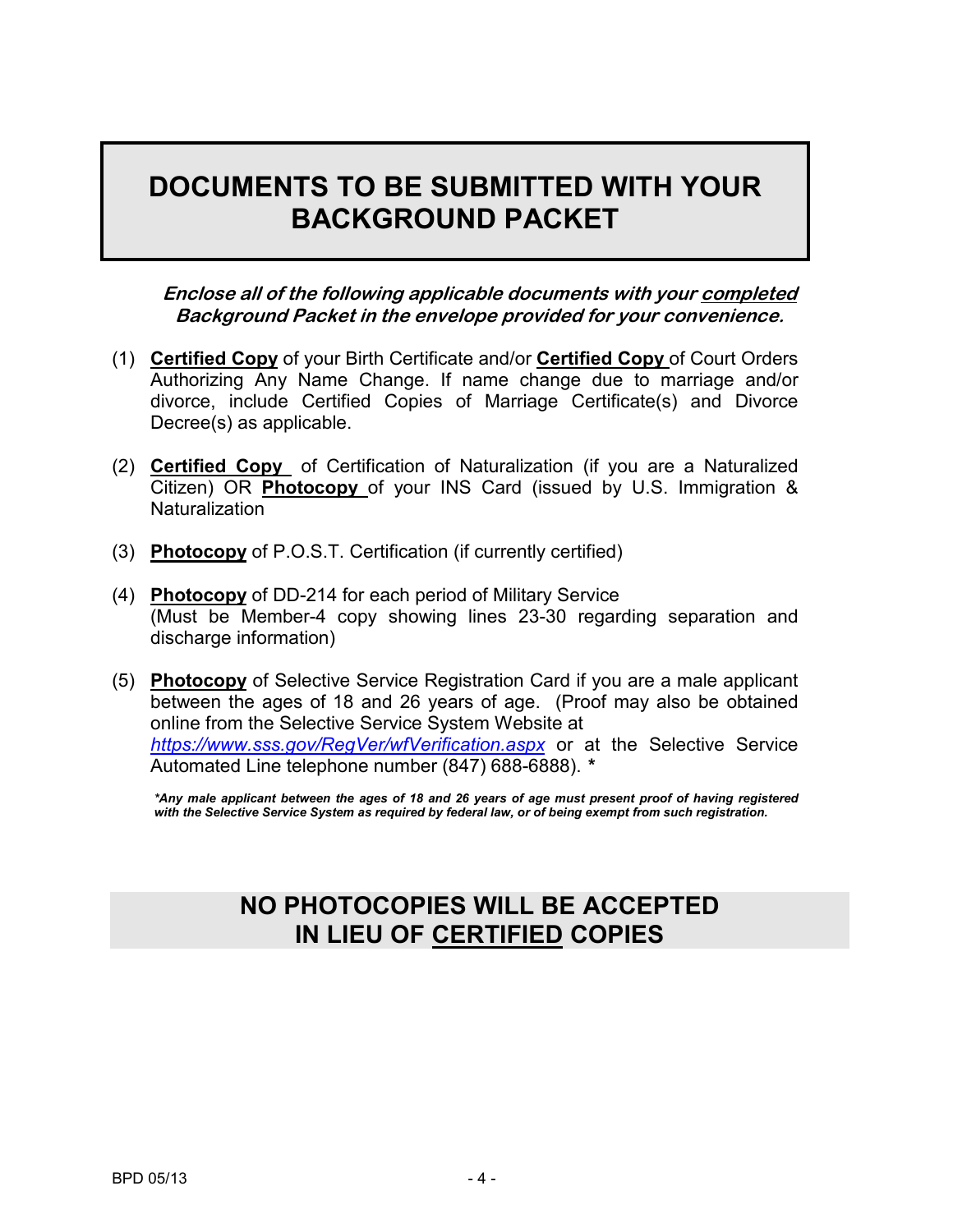# DOCUMENTS TO BE SUBMITTED WITH YOUR BACKGROUND PACKET

***Enclose all of the following applicable documents with your completed Background Packet in the envelope provided for your convenience.***

(1) **Certified Copy** of your Birth Certificate and/or **Certified Copy** of Court Orders Authorizing Any Name Change. If name change due to marriage and/or divorce, include Certified Copies of Marriage Certificate(s) and Divorce Decree(s) as applicable.

(2) **Certified Copy** of Certification of Naturalization (if you are a Naturalized Citizen) OR **Photocopy** of your INS Card (issued by U.S. Immigration & Naturalization

(3) **Photocopy** of P.O.S.T. Certification (if currently certified)

(4) **Photocopy** of DD-214 for each period of Military Service (Must be Member-4 copy showing lines 23-30 regarding separation and discharge information)

(5) **Photocopy** of Selective Service Registration Card if you are a male applicant between the ages of 18 and 26 years of age. (Proof may also be obtained online from the Selective Service System Website at *https://www.sss.gov/RegVer/wfVerification.aspx* or at the Selective Service Automated Line telephone number (847) 688-6888). **\***

***\*Any male applicant between the ages of 18 and 26 years of age must present proof of having registered with the Selective Service System as required by federal law, or of being exempt from such registration.***

## NO PHOTOCOPIES WILL BE ACCEPTED IN LIEU OF CERTIFIED COPIES

BPD 05/13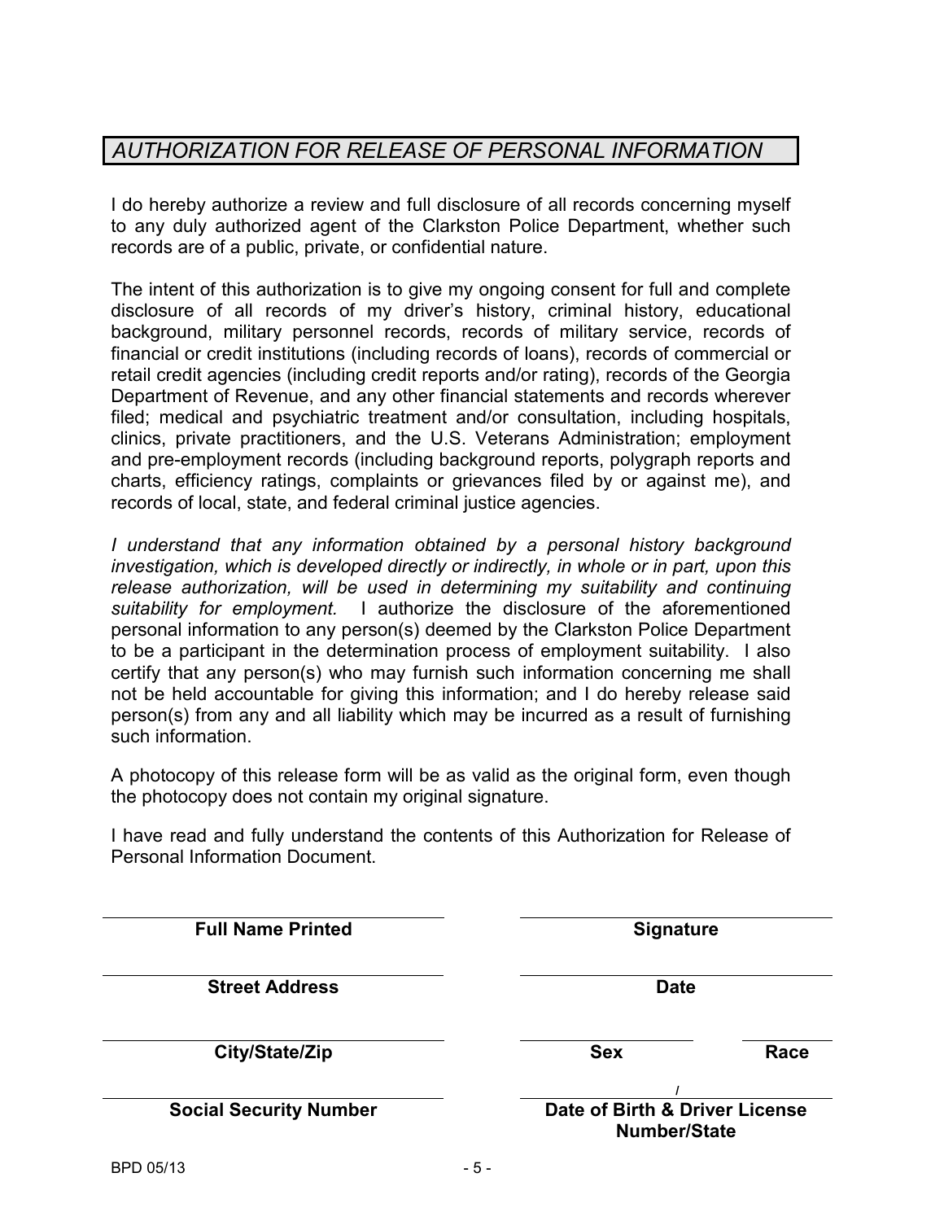## *AUTHORIZATION FOR RELEASE OF PERSONAL INFORMATION*

I do hereby authorize a review and full disclosure of all records concerning myself to any duly authorized agent of the Clarkston Police Department, whether such records are of a public, private, or confidential nature.

The intent of this authorization is to give my ongoing consent for full and complete disclosure of all records of my driver's history, criminal history, educational background, military personnel records, records of military service, records of financial or credit institutions (including records of loans), records of commercial or retail credit agencies (including credit reports and/or rating), records of the Georgia Department of Revenue, and any other financial statements and records wherever filed; medical and psychiatric treatment and/or consultation, including hospitals, clinics, private practitioners, and the U.S. Veterans Administration; employment and pre-employment records (including background reports, polygraph reports and charts, efficiency ratings, complaints or grievances filed by or against me), and records of local, state, and federal criminal justice agencies.

*I understand that any information obtained by a personal history background investigation, which is developed directly or indirectly, in whole or in part, upon this release authorization, will be used in determining my suitability and continuing suitability for employment.* I authorize the disclosure of the aforementioned personal information to any person(s) deemed by the Clarkston Police Department to be a participant in the determination process of employment suitability. I also certify that any person(s) who may furnish such information concerning me shall not be held accountable for giving this information; and I do hereby release said person(s) from any and all liability which may be incurred as a result of furnishing such information.

A photocopy of this release form will be as valid as the original form, even though the photocopy does not contain my original signature.

I have read and fully understand the contents of this Authorization for Release of Personal Information Document.

| | |
|---|---|
| ______________________ | ______________________ |
| **Full Name Printed** | **Signature** |
| ______________________ | ______________________ |
| **Street Address** | **Date** |
| ______________________ | __________ __________ |
| **City/State/Zip** | **Sex** **Race** |
| ______________________ | __________ / __________ |
| **Social Security Number** | **Date of Birth & Driver License Number/State** |

BPD 05/13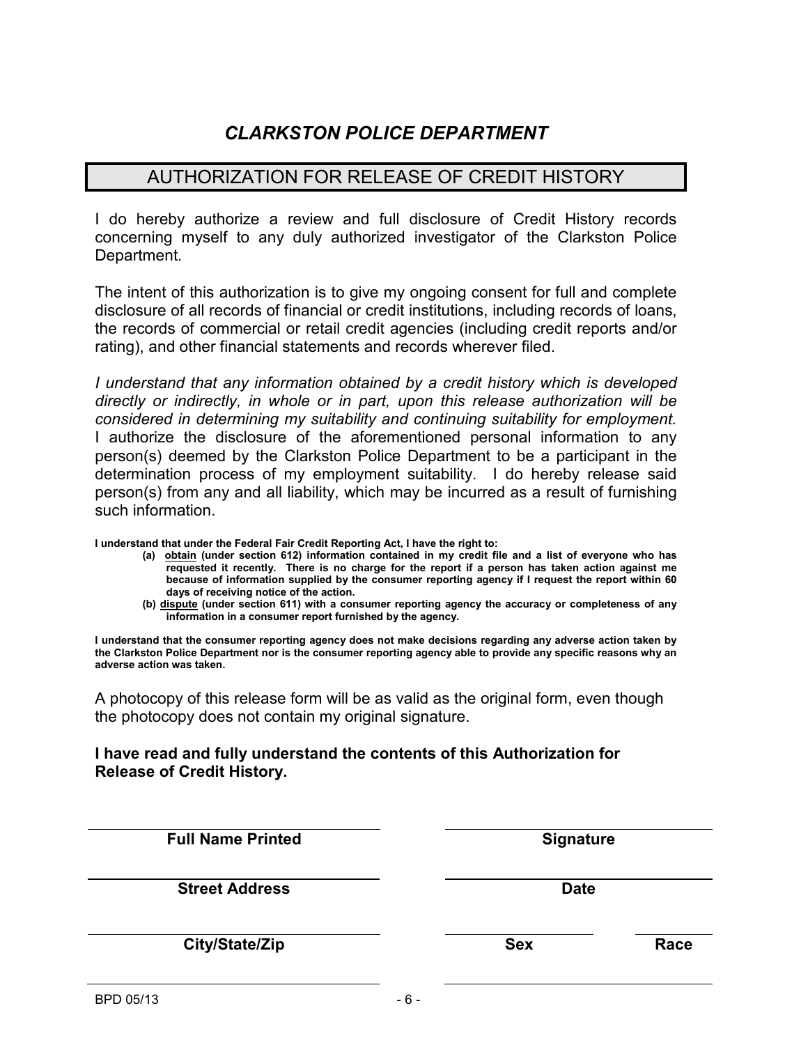# *CLARKSTON POLICE DEPARTMENT*

## AUTHORIZATION FOR RELEASE OF CREDIT HISTORY

I do hereby authorize a review and full disclosure of Credit History records concerning myself to any duly authorized investigator of the Clarkston Police Department.

The intent of this authorization is to give my ongoing consent for full and complete disclosure of all records of financial or credit institutions, including records of loans, the records of commercial or retail credit agencies (including credit reports and/or rating), and other financial statements and records wherever filed.

*I understand that any information obtained by a credit history which is developed directly or indirectly, in whole or in part, upon this release authorization will be considered in determining my suitability and continuing suitability for employment.* I authorize the disclosure of the aforementioned personal information to any person(s) deemed by the Clarkston Police Department to be a participant in the determination process of my employment suitability. I do hereby release said person(s) from any and all liability, which may be incurred as a result of furnishing such information.

**I understand that under the Federal Fair Credit Reporting Act, I have the right to:**

- **(a) <u>obtain</u> (under section 612) information contained in my credit file and a list of everyone who has requested it recently. There is no charge for the report if a person has taken action against me because of information supplied by the consumer reporting agency if I request the report within 60 days of receiving notice of the action.**
- **(b) <u>dispute</u> (under section 611) with a consumer reporting agency the accuracy or completeness of any information in a consumer report furnished by the agency.**

**I understand that the consumer reporting agency does not make decisions regarding any adverse action taken by the Clarkston Police Department nor is the consumer reporting agency able to provide any specific reasons why an adverse action was taken.**

A photocopy of this release form will be as valid as the original form, even though the photocopy does not contain my original signature.

**I have read and fully understand the contents of this Authorization for Release of Credit History.**

| | |
|---|---|
| ______________________________ | ______________________________ |
| **Full Name Printed** | **Signature** |
| ______________________________ | ______________________________ |
| **Street Address** | **Date** |
| ______________________________ | ______________ ______________ |
| **City/State/Zip** | **Sex** **Race** |

BPD 05/13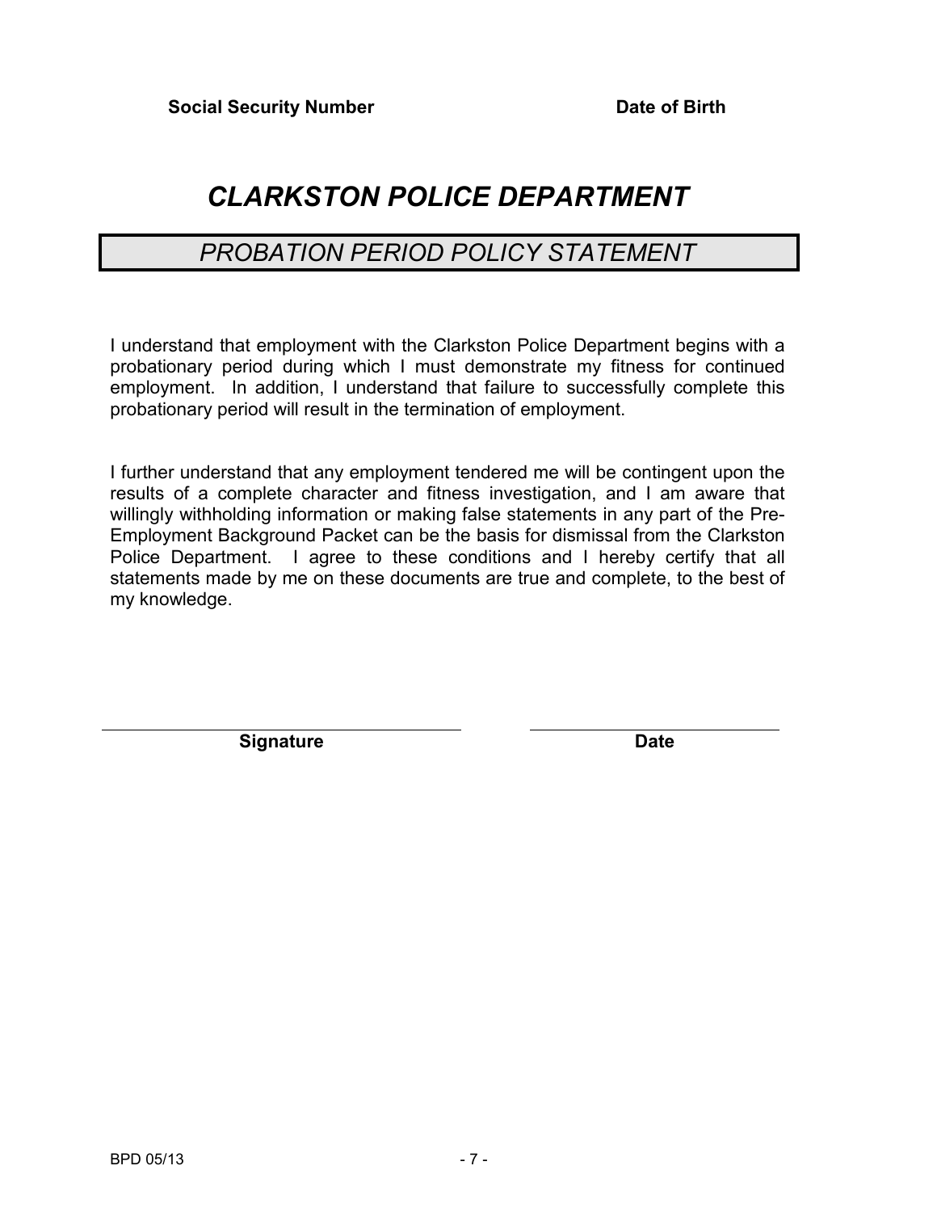**Social Security Number** **Date of Birth**

# *CLARKSTON POLICE DEPARTMENT*

## *PROBATION PERIOD POLICY STATEMENT*

I understand that employment with the Clarkston Police Department begins with a probationary period during which I must demonstrate my fitness for continued employment. In addition, I understand that failure to successfully complete this probationary period will result in the termination of employment.

I further understand that any employment tendered me will be contingent upon the results of a complete character and fitness investigation, and I am aware that willingly withholding information or making false statements in any part of the Pre-Employment Background Packet can be the basis for dismissal from the Clarkston Police Department. I agree to these conditions and I hereby certify that all statements made by me on these documents are true and complete, to the best of my knowledge.

\_\_\_\_\_\_\_\_\_\_\_\_\_\_\_\_\_\_\_\_\_\_\_\_\_\_\_\_\_\_\_\_ \_\_\_\_\_\_\_\_\_\_\_\_\_\_\_\_\_\_\_\_\_\_

**Signature** **Date**

BPD 05/13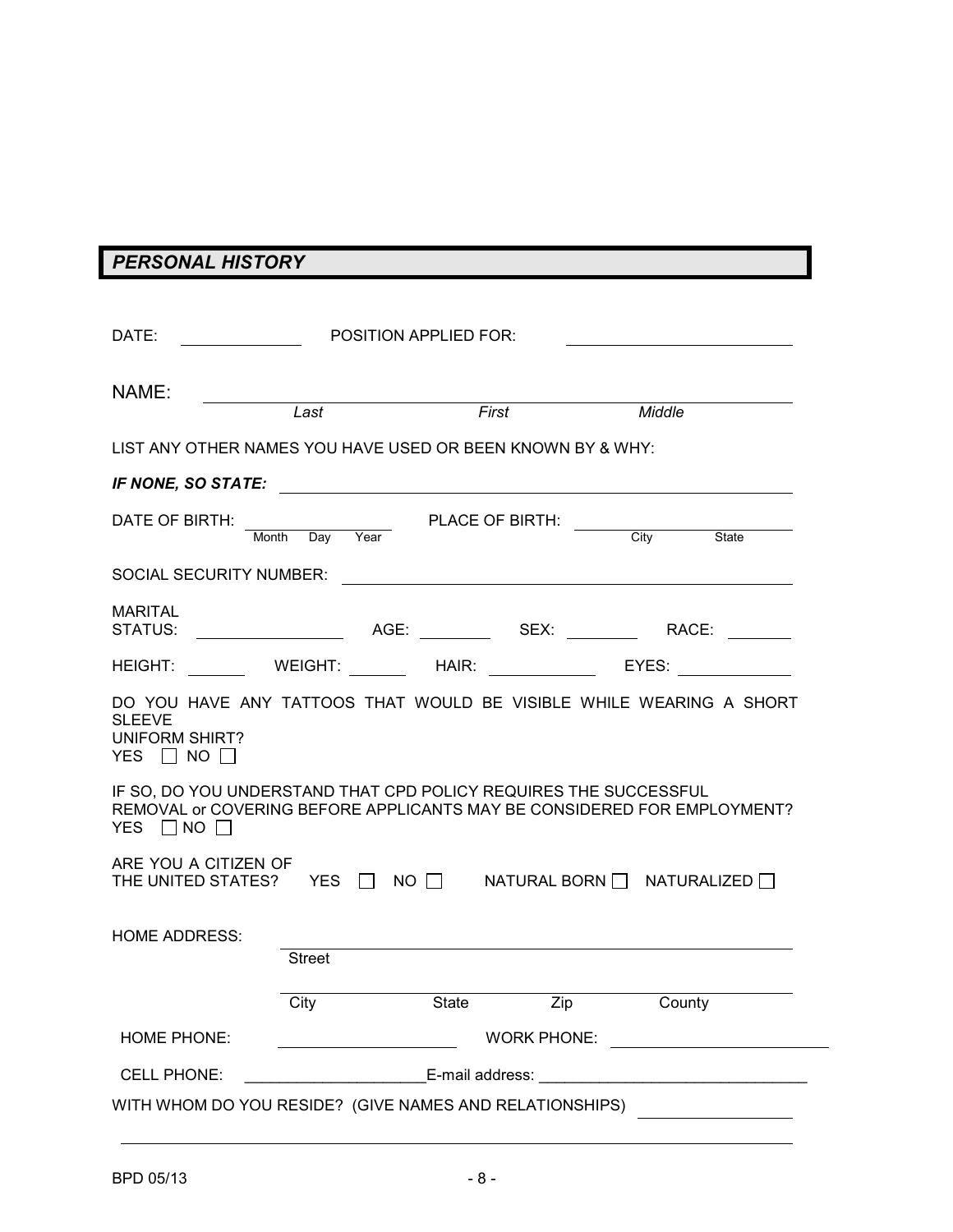## *PERSONAL HISTORY*

DATE: \_\_\_\_\_\_\_\_\_\_\_\_\_\_ POSITION APPLIED FOR: \_\_\_\_\_\_\_\_\_\_\_\_\_\_\_\_\_\_\_\_\_\_\_\_\_\_\_\_

NAME: \_\_\_\_\_\_\_\_\_\_\_\_\_\_\_\_\_\_\_\_\_\_\_\_\_\_\_\_\_\_\_\_\_\_\_\_\_\_\_\_\_\_\_\_\_\_\_\_\_\_\_\_\_\_\_\_\_\_\_\_\_\_\_\_\_\_\_\_\_\_\_\_\_\_
*Last* *First* *Middle*

LIST ANY OTHER NAMES YOU HAVE USED OR BEEN KNOWN BY & WHY:

***IF NONE, SO STATE:*** \_\_\_\_\_\_\_\_\_\_\_\_\_\_\_\_\_\_\_\_\_\_\_\_\_\_\_\_\_\_\_\_\_\_\_\_\_\_\_\_\_\_\_\_\_\_\_\_\_\_\_\_\_\_\_\_

DATE OF BIRTH: \_\_\_\_\_\_\_\_\_\_\_\_\_\_\_\_\_\_\_\_ PLACE OF BIRTH: \_\_\_\_\_\_\_\_\_\_\_\_\_\_\_\_\_\_\_\_\_\_\_\_\_\_\_\_
Month Day Year City State

SOCIAL SECURITY NUMBER: \_\_\_\_\_\_\_\_\_\_\_\_\_\_\_\_\_\_\_\_\_\_\_\_\_\_\_\_\_\_\_\_\_\_\_\_\_\_\_\_\_\_\_\_\_\_\_\_\_\_\_\_\_\_\_

MARITAL STATUS: \_\_\_\_\_\_\_\_\_\_\_\_\_\_\_\_\_ AGE: \_\_\_\_\_\_\_\_\_ SEX: \_\_\_\_\_\_\_\_\_ RACE: \_\_\_\_\_\_\_\_

HEIGHT: \_\_\_\_\_\_\_ WEIGHT: \_\_\_\_\_\_\_ HAIR: \_\_\_\_\_\_\_\_\_\_\_\_\_ EYES: \_\_\_\_\_\_\_\_\_\_\_\_\_

DO YOU HAVE ANY TATTOOS THAT WOULD BE VISIBLE WHILE WEARING A SHORT SLEEVE UNIFORM SHIRT?
YES ☐ NO ☐

IF SO, DO YOU UNDERSTAND THAT CPD POLICY REQUIRES THE SUCCESSFUL REMOVAL or COVERING BEFORE APPLICANTS MAY BE CONSIDERED FOR EMPLOYMENT?
YES ☐ NO ☐

ARE YOU A CITIZEN OF THE UNITED STATES? YES ☐ NO ☐ NATURAL BORN ☐ NATURALIZED ☐

HOME ADDRESS: \_\_\_\_\_\_\_\_\_\_\_\_\_\_\_\_\_\_\_\_\_\_\_\_\_\_\_\_\_\_\_\_\_\_\_\_\_\_\_\_\_\_\_\_\_\_\_\_\_\_\_\_\_\_\_\_\_\_\_\_\_\_\_\_\_\_
Street

\_\_\_\_\_\_\_\_\_\_\_\_\_\_\_\_\_\_\_\_\_\_\_\_\_\_\_\_\_\_\_\_\_\_\_\_\_\_\_\_\_\_\_\_\_\_\_\_\_\_\_\_\_\_\_\_\_\_\_\_\_\_\_\_\_\_
City State Zip County

HOME PHONE: \_\_\_\_\_\_\_\_\_\_\_\_\_\_\_\_\_\_\_\_ WORK PHONE: \_\_\_\_\_\_\_\_\_\_\_\_\_\_\_\_\_\_\_\_\_\_\_\_\_\_

CELL PHONE: \_\_\_\_\_\_\_\_\_\_\_\_\_\_\_\_\_\_\_\_\_E-mail address: \_\_\_\_\_\_\_\_\_\_\_\_\_\_\_\_\_\_\_\_\_\_\_\_\_\_\_\_\_\_\_

WITH WHOM DO YOU RESIDE? (GIVE NAMES AND RELATIONSHIPS) \_\_\_\_\_\_\_\_\_\_\_\_\_\_\_\_\_\_

\_\_\_\_\_\_\_\_\_\_\_\_\_\_\_\_\_\_\_\_\_\_\_\_\_\_\_\_\_\_\_\_\_\_\_\_\_\_\_\_\_\_\_\_\_\_\_\_\_\_\_\_\_\_\_\_\_\_\_\_\_\_\_\_\_\_\_\_\_\_\_\_\_\_\_\_\_\_

BPD 05/13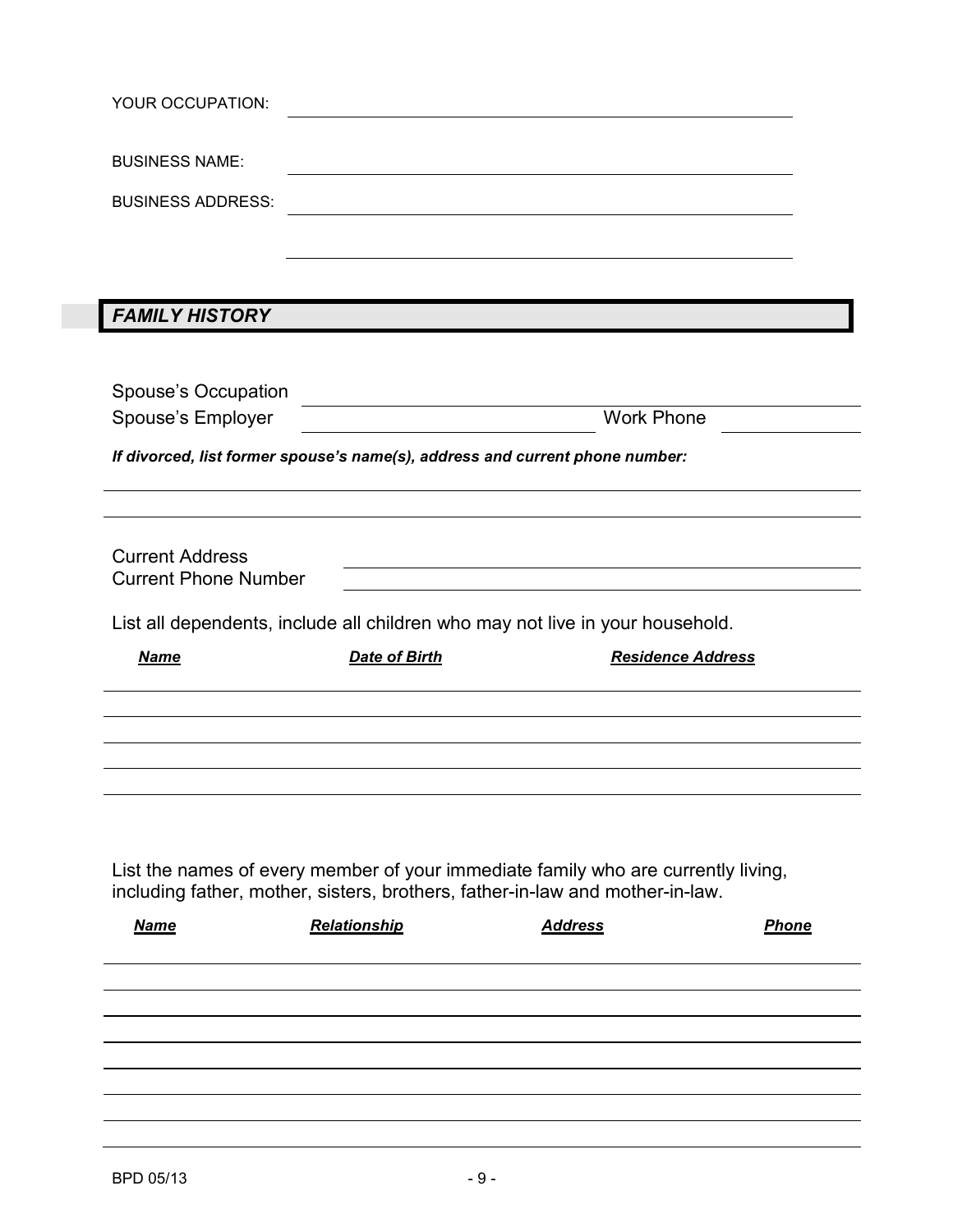YOUR OCCUPATION: \_\_\_\_\_\_\_\_\_\_\_\_\_\_\_\_\_\_\_\_\_\_\_\_\_\_\_\_\_\_\_\_\_\_\_\_\_\_\_\_

BUSINESS NAME: \_\_\_\_\_\_\_\_\_\_\_\_\_\_\_\_\_\_\_\_\_\_\_\_\_\_\_\_\_\_\_\_\_\_\_\_\_\_\_\_

BUSINESS ADDRESS: \_\_\_\_\_\_\_\_\_\_\_\_\_\_\_\_\_\_\_\_\_\_\_\_\_\_\_\_\_\_\_\_\_\_\_\_\_\_\_\_

\_\_\_\_\_\_\_\_\_\_\_\_\_\_\_\_\_\_\_\_\_\_\_\_\_\_\_\_\_\_\_\_\_\_\_\_\_\_\_\_

## *FAMILY HISTORY*

Spouse's Occupation \_\_\_\_\_\_\_\_\_\_\_\_\_\_\_\_\_\_\_\_\_\_\_\_\_\_\_\_\_\_\_\_\_\_\_\_\_\_\_\_

Spouse's Employer \_\_\_\_\_\_\_\_\_\_\_\_\_\_\_\_\_\_\_\_\_\_\_\_ Work Phone \_\_\_\_\_\_\_\_\_\_\_\_

***If divorced, list former spouse's name(s), address and current phone number:***

\_\_\_\_\_\_\_\_\_\_\_\_\_\_\_\_\_\_\_\_\_\_\_\_\_\_\_\_\_\_\_\_\_\_\_\_\_\_\_\_\_\_\_\_\_\_\_\_\_\_\_\_\_\_\_\_\_\_\_\_

\_\_\_\_\_\_\_\_\_\_\_\_\_\_\_\_\_\_\_\_\_\_\_\_\_\_\_\_\_\_\_\_\_\_\_\_\_\_\_\_\_\_\_\_\_\_\_\_\_\_\_\_\_\_\_\_\_\_\_\_

Current Address \_\_\_\_\_\_\_\_\_\_\_\_\_\_\_\_\_\_\_\_\_\_\_\_\_\_\_\_\_\_\_\_\_\_\_\_\_\_\_\_

Current Phone Number \_\_\_\_\_\_\_\_\_\_\_\_\_\_\_\_\_\_\_\_\_\_\_\_\_\_\_\_\_\_\_\_\_\_\_\_\_\_\_\_

List all dependents, include all children who may not live in your household.

| ***Name*** | ***Date of Birth*** | ***Residence Address*** |
|---|---|---|
| | | |
| | | |
| | | |
| | | |

List the names of every member of your immediate family who are currently living, including father, mother, sisters, brothers, father-in-law and mother-in-law.

| ***Name*** | ***Relationship*** | ***Address*** | ***Phone*** |
|---|---|---|---|
| | | | |
| | | | |
| | | | |
| | | | |
| | | | |
| | | | |
| | | | |

BPD 05/13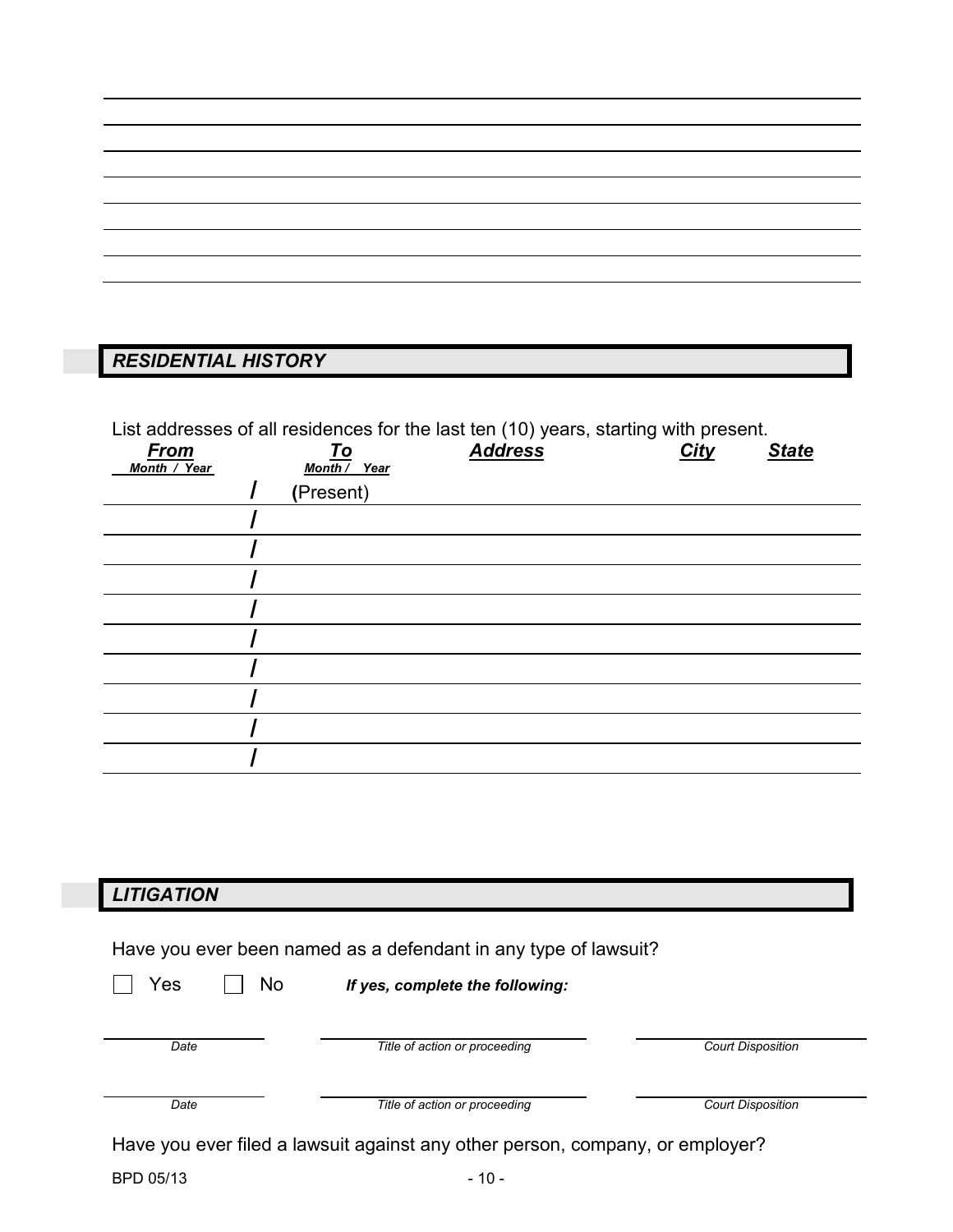## *RESIDENTIAL HISTORY*

List addresses of all residences for the last ten (10) years, starting with present.

| *From* Month / Year | *To* Month / Year | *Address* | *City* | *State* |
|---|---|---|---|---|
| / | (Present) | | | |
| / | | | | |
| / | | | | |
| / | | | | |
| / | | | | |
| / | | | | |
| / | | | | |
| / | | | | |
| / | | | | |
| / | | | | |

## *LITIGATION*

Have you ever been named as a defendant in any type of lawsuit?

☐ Yes ☐ No ***If yes, complete the following:***

| *Date* | *Title of action or proceeding* | *Court Disposition* |
|---|---|---|
| | | |
| | | |

Have you ever filed a lawsuit against any other person, company, or employer?

BPD 05/13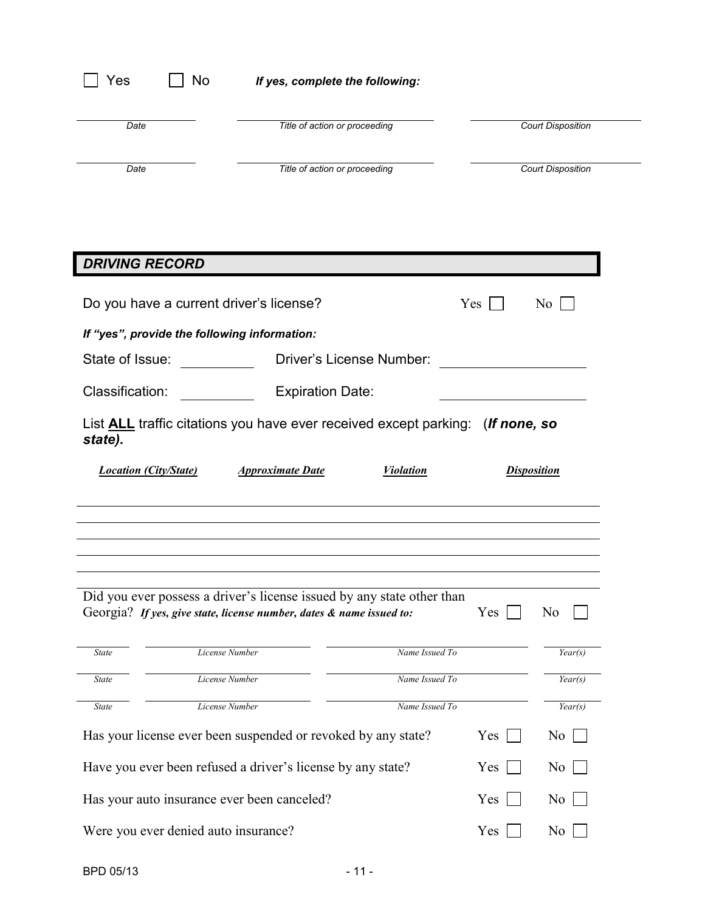☐ Yes ☐ No ***If yes, complete the following:***

| *Date* | *Title of action or proceeding* | *Court Disposition* |
| --- | --- | --- |
| | | |
| | | |

## *DRIVING RECORD*

Do you have a current driver's license? Yes ☐ No ☐

***If "yes", provide the following information:***

State of Issue: ____________ Driver's License Number: ____________________

Classification: ____________ Expiration Date: ____________________

List **ALL** traffic citations you have ever received except parking: (***If none, so state).***

| ***Location (City/State)*** | ***Approximate Date*** | ***Violation*** | ***Disposition*** |
| --- | --- | --- | --- |
| | | | |
| | | | |
| | | | |
| | | | |
| | | | |

Did you ever possess a driver's license issued by any state other than Georgia? ***If yes, give state, license number, dates & name issued to:*** Yes ☐ No ☐

| *State* | *License Number* | *Name Issued To* | *Year(s)* |
| --- | --- | --- | --- |
| | | | |
| | | | |
| | | | |

Has your license ever been suspended or revoked by any state? Yes ☐ No ☐

Have you ever been refused a driver's license by any state? Yes ☐ No ☐

Has your auto insurance ever been canceled? Yes ☐ No ☐

Were you ever denied auto insurance? Yes ☐ No ☐

BPD 05/13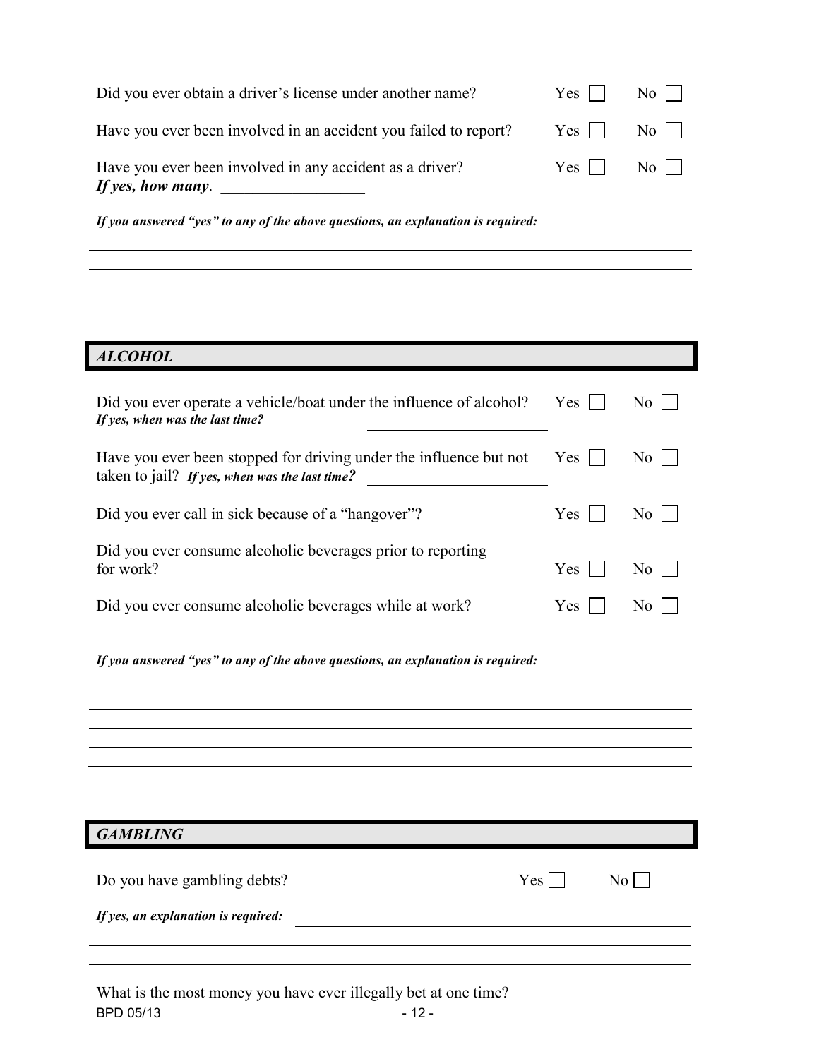Did you ever obtain a driver's license under another name? Yes ☐ No ☐

Have you ever been involved in an accident you failed to report? Yes ☐ No ☐

Have you ever been involved in any accident as a driver? Yes ☐ No ☐
***If yes, how many***. ________________

***If you answered "yes" to any of the above questions, an explanation is required:***

______________________________________________________________________

______________________________________________________________________

## *ALCOHOL*

Did you ever operate a vehicle/boat under the influence of alcohol? Yes ☐ No ☐
***If yes, when was the last time?*** ____________________

Have you ever been stopped for driving under the influence but not taken to jail? ***If yes, when was the last time?*** ____________________ Yes ☐ No ☐

Did you ever call in sick because of a "hangover"? Yes ☐ No ☐

Did you ever consume alcoholic beverages prior to reporting for work? Yes ☐ No ☐

Did you ever consume alcoholic beverages while at work? Yes ☐ No ☐

***If you answered "yes" to any of the above questions, an explanation is required:*** ________________

______________________________________________________________________

______________________________________________________________________

______________________________________________________________________

______________________________________________________________________

______________________________________________________________________

## *GAMBLING*

Do you have gambling debts? Yes ☐ No ☐

***If yes, an explanation is required:*** ______________________________________________

______________________________________________________________________

______________________________________________________________________

What is the most money you have ever illegally bet at one time?

BPD 05/13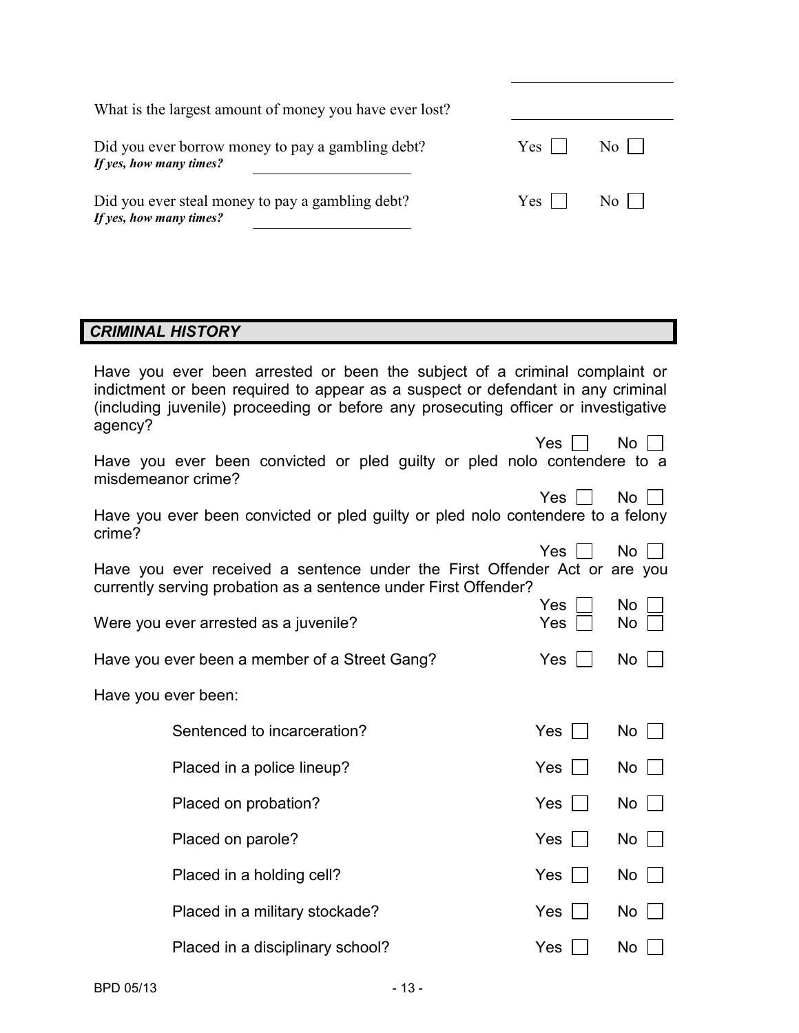What is the largest amount of money you have ever lost? ____________________

Did you ever borrow money to pay a gambling debt? Yes ☐ No ☐
***If yes, how many times?*** ____________________

Did you ever steal money to pay a gambling debt? Yes ☐ No ☐
***If yes, how many times?*** ____________________

## *CRIMINAL HISTORY*

Have you ever been arrested or been the subject of a criminal complaint or indictment or been required to appear as a suspect or defendant in any criminal (including juvenile) proceeding or before any prosecuting officer or investigative agency?
Yes ☐ No ☐

Have you ever been convicted or pled guilty or pled nolo contendere to a misdemeanor crime?
Yes ☐ No ☐

Have you ever been convicted or pled guilty or pled nolo contendere to a felony crime?
Yes ☐ No ☐

Have you ever received a sentence under the First Offender Act or are you currently serving probation as a sentence under First Offender?
Yes ☐ No ☐

Were you ever arrested as a juvenile? Yes ☐ No ☐

Have you ever been a member of a Street Gang? Yes ☐ No ☐

Have you ever been:

- Sentenced to incarceration? Yes ☐ No ☐
- Placed in a police lineup? Yes ☐ No ☐
- Placed on probation? Yes ☐ No ☐
- Placed on parole? Yes ☐ No ☐
- Placed in a holding cell? Yes ☐ No ☐
- Placed in a military stockade? Yes ☐ No ☐
- Placed in a disciplinary school? Yes ☐ No ☐

BPD 05/13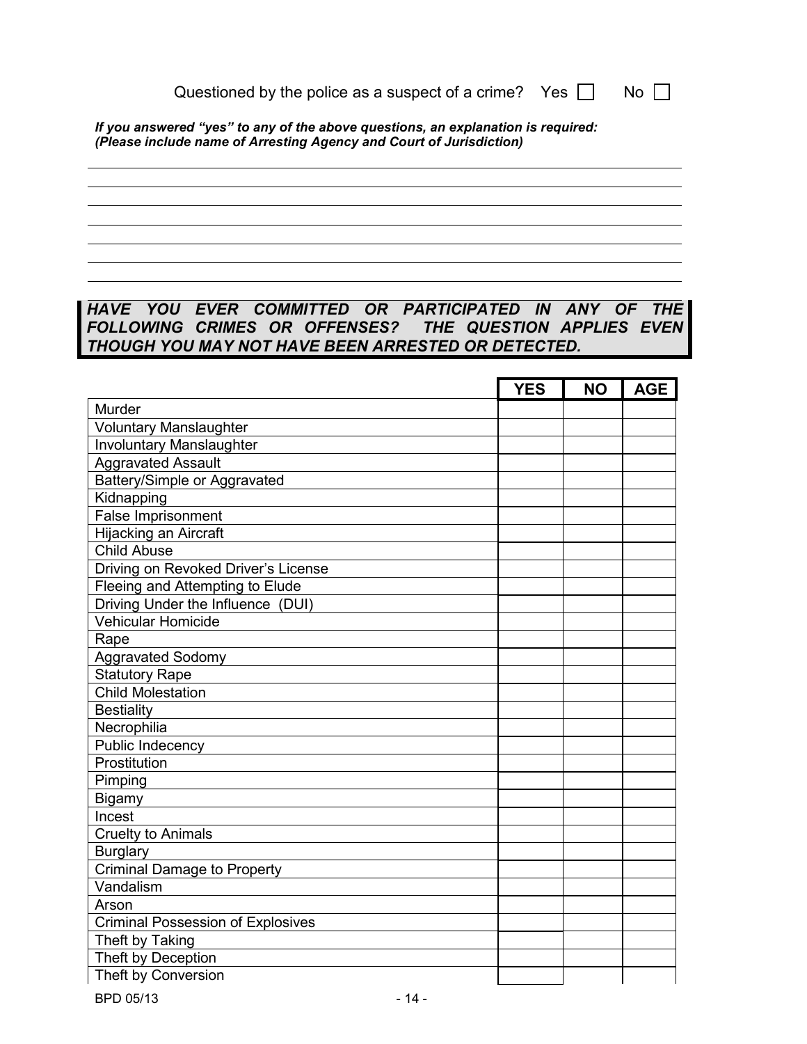Questioned by the police as a suspect of a crime? Yes ☐ No ☐

***If you answered "yes" to any of the above questions, an explanation is required: (Please include name of Arresting Agency and Court of Jurisdiction)***

___________________________________________________________________________

___________________________________________________________________________

___________________________________________________________________________

___________________________________________________________________________

___________________________________________________________________________

___________________________________________________________________________

___________________________________________________________________________

***HAVE YOU EVER COMMITTED OR PARTICIPATED IN ANY OF THE FOLLOWING CRIMES OR OFFENSES? THE QUESTION APPLIES EVEN THOUGH YOU MAY NOT HAVE BEEN ARRESTED OR DETECTED.***

| | YES | NO | AGE |
|---|---|---|---|
| Murder | | | |
| Voluntary Manslaughter | | | |
| Involuntary Manslaughter | | | |
| Aggravated Assault | | | |
| Battery/Simple or Aggravated | | | |
| Kidnapping | | | |
| False Imprisonment | | | |
| Hijacking an Aircraft | | | |
| Child Abuse | | | |
| Driving on Revoked Driver's License | | | |
| Fleeing and Attempting to Elude | | | |
| Driving Under the Influence (DUI) | | | |
| Vehicular Homicide | | | |
| Rape | | | |
| Aggravated Sodomy | | | |
| Statutory Rape | | | |
| Child Molestation | | | |
| Bestiality | | | |
| Necrophilia | | | |
| Public Indecency | | | |
| Prostitution | | | |
| Pimping | | | |
| Bigamy | | | |
| Incest | | | |
| Cruelty to Animals | | | |
| Burglary | | | |
| Criminal Damage to Property | | | |
| Vandalism | | | |
| Arson | | | |
| Criminal Possession of Explosives | | | |
| Theft by Taking | | | |
| Theft by Deception | | | |
| Theft by Conversion | | | |

BPD 05/13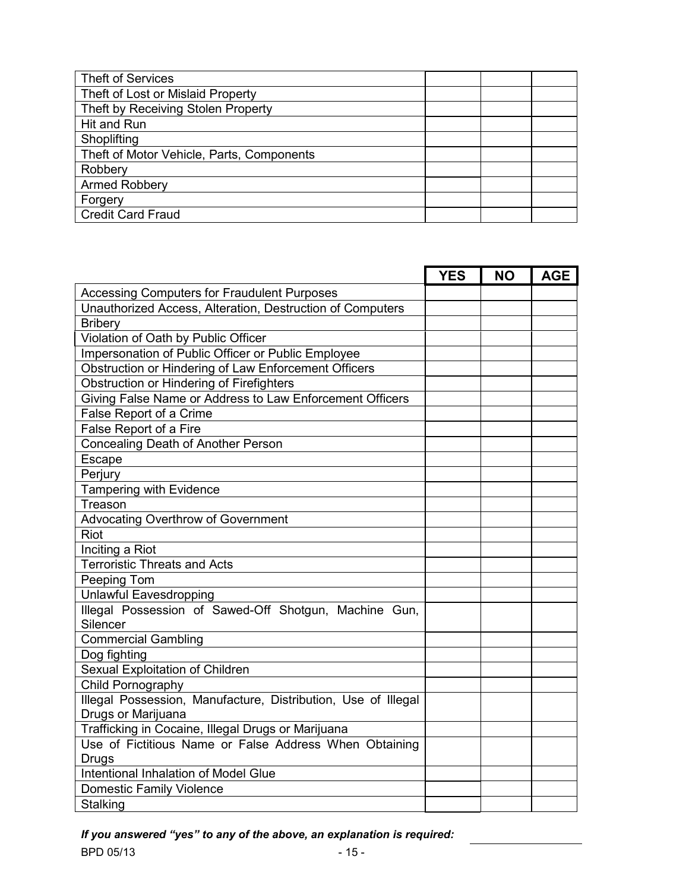|  |  |  |  |
|---|---|---|---|
| Theft of Services | | | |
| Theft of Lost or Mislaid Property | | | |
| Theft by Receiving Stolen Property | | | |
| Hit and Run | | | |
| Shoplifting | | | |
| Theft of Motor Vehicle, Parts, Components | | | |
| Robbery | | | |
| Armed Robbery | | | |
| Forgery | | | |
| Credit Card Fraud | | | |

|  | **YES** | **NO** | **AGE** |
|---|---|---|---|
| Accessing Computers for Fraudulent Purposes | | | |
| Unauthorized Access, Alteration, Destruction of Computers | | | |
| Bribery | | | |
| Violation of Oath by Public Officer | | | |
| Impersonation of Public Officer or Public Employee | | | |
| Obstruction or Hindering of Law Enforcement Officers | | | |
| Obstruction or Hindering of Firefighters | | | |
| Giving False Name or Address to Law Enforcement Officers | | | |
| False Report of a Crime | | | |
| False Report of a Fire | | | |
| Concealing Death of Another Person | | | |
| Escape | | | |
| Perjury | | | |
| Tampering with Evidence | | | |
| Treason | | | |
| Advocating Overthrow of Government | | | |
| Riot | | | |
| Inciting a Riot | | | |
| Terroristic Threats and Acts | | | |
| Peeping Tom | | | |
| Unlawful Eavesdropping | | | |
| Illegal Possession of Sawed-Off Shotgun, Machine Gun, Silencer | | | |
| Commercial Gambling | | | |
| Dog fighting | | | |
| Sexual Exploitation of Children | | | |
| Child Pornography | | | |
| Illegal Possession, Manufacture, Distribution, Use of Illegal Drugs or Marijuana | | | |
| Trafficking in Cocaine, Illegal Drugs or Marijuana | | | |
| Use of Fictitious Name or False Address When Obtaining Drugs | | | |
| Intentional Inhalation of Model Glue | | | |
| Domestic Family Violence | | | |
| Stalking | | | |

***If you answered "yes" to any of the above, an explanation is required:*** ____________________

BPD 05/13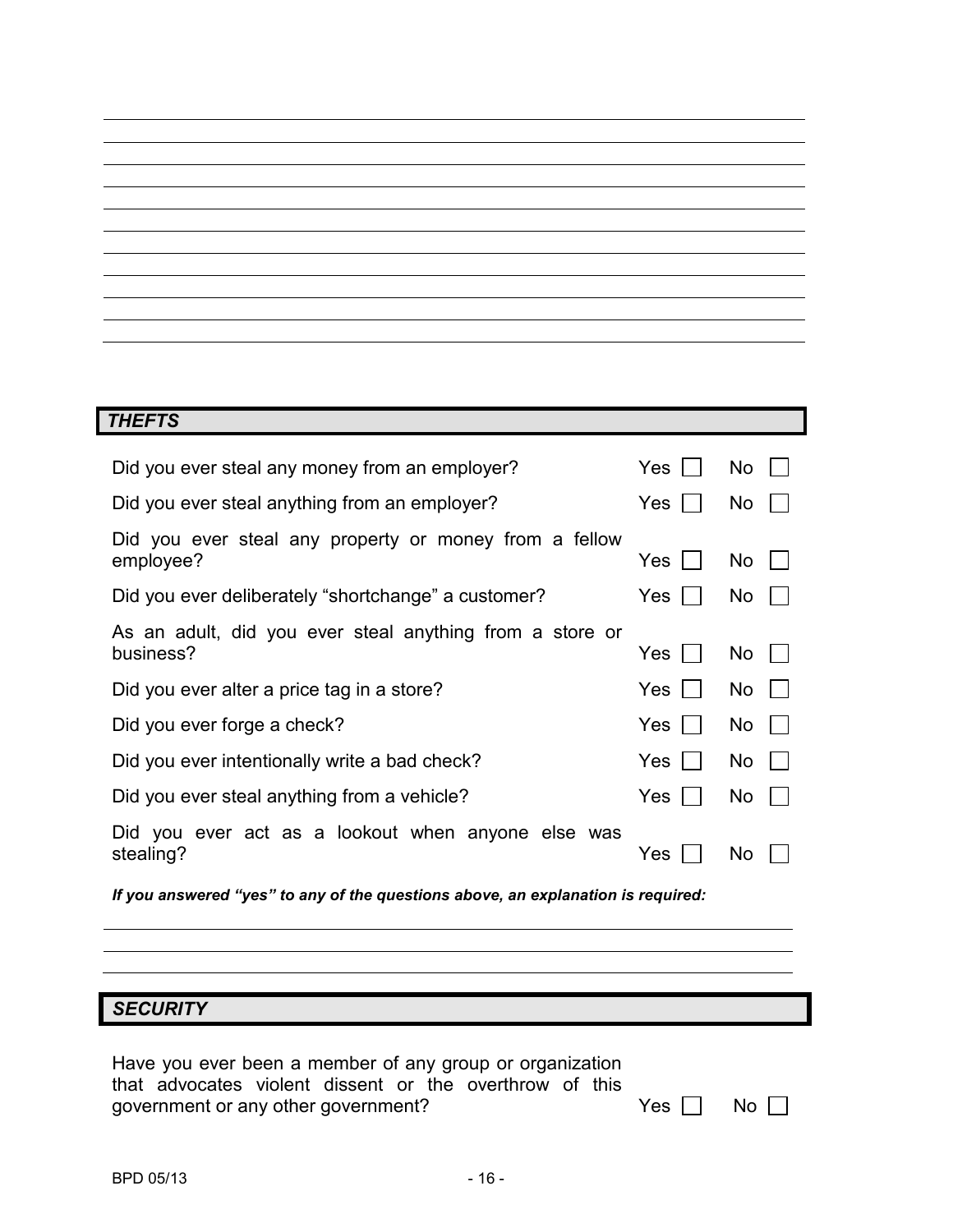## THEFTS

| | | |
|---|---|---|
| Did you ever steal any money from an employer? | Yes ☐ | No ☐ |
| Did you ever steal anything from an employer? | Yes ☐ | No ☐ |
| Did you ever steal any property or money from a fellow employee? | Yes ☐ | No ☐ |
| Did you ever deliberately "shortchange" a customer? | Yes ☐ | No ☐ |
| As an adult, did you ever steal anything from a store or business? | Yes ☐ | No ☐ |
| Did you ever alter a price tag in a store? | Yes ☐ | No ☐ |
| Did you ever forge a check? | Yes ☐ | No ☐ |
| Did you ever intentionally write a bad check? | Yes ☐ | No ☐ |
| Did you ever steal anything from a vehicle? | Yes ☐ | No ☐ |
| Did you ever act as a lookout when anyone else was stealing? | Yes ☐ | No ☐ |

***If you answered "yes" to any of the questions above, an explanation is required:***

## SECURITY

| | | |
|---|---|---|
| Have you ever been a member of any group or organization that advocates violent dissent or the overthrow of this government or any other government? | Yes ☐ | No ☐ |

BPD 05/13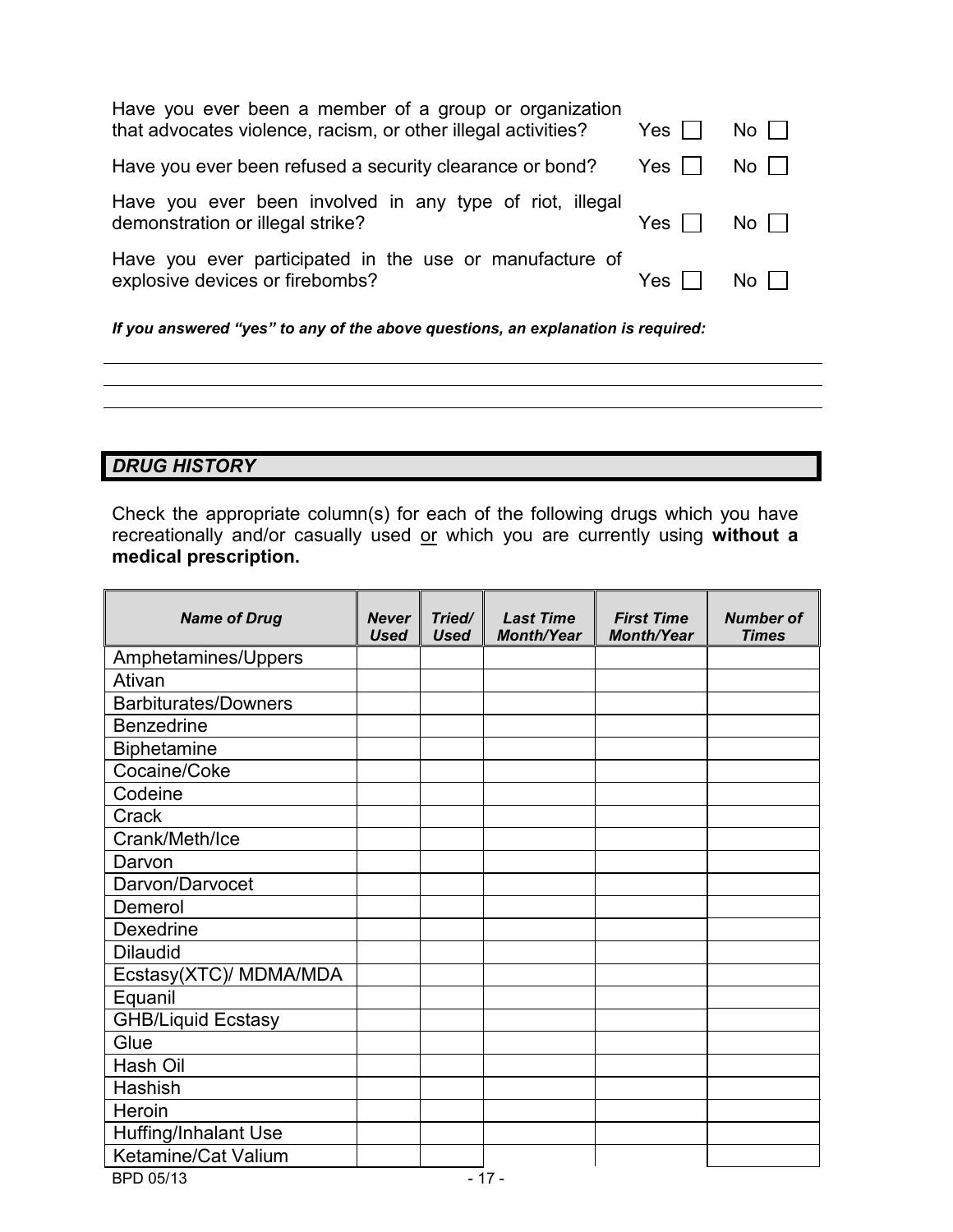Have you ever been a member of a group or organization that advocates violence, racism, or other illegal activities? Yes ☐ No ☐

Have you ever been refused a security clearance or bond? Yes ☐ No ☐

Have you ever been involved in any type of riot, illegal demonstration or illegal strike? Yes ☐ No ☐

Have you ever participated in the use or manufacture of explosive devices or firebombs? Yes ☐ No ☐

***If you answered "yes" to any of the above questions, an explanation is required:***

\_\_\_\_\_\_\_\_\_\_\_\_\_\_\_\_\_\_\_\_\_\_\_\_\_\_\_\_\_\_\_\_\_\_\_\_\_\_\_\_\_\_\_\_\_\_\_\_\_\_\_\_\_\_\_\_\_\_\_\_

\_\_\_\_\_\_\_\_\_\_\_\_\_\_\_\_\_\_\_\_\_\_\_\_\_\_\_\_\_\_\_\_\_\_\_\_\_\_\_\_\_\_\_\_\_\_\_\_\_\_\_\_\_\_\_\_\_\_\_\_

\_\_\_\_\_\_\_\_\_\_\_\_\_\_\_\_\_\_\_\_\_\_\_\_\_\_\_\_\_\_\_\_\_\_\_\_\_\_\_\_\_\_\_\_\_\_\_\_\_\_\_\_\_\_\_\_\_\_\_\_

## *DRUG HISTORY*

Check the appropriate column(s) for each of the following drugs which you have recreationally and/or casually used <u>or</u> which you are currently using **without a medical prescription.**

| *Name of Drug* | *Never Used* | *Tried/ Used* | *Last Time Month/Year* | *First Time Month/Year* | *Number of Times* |
|---|---|---|---|---|---|
| Amphetamines/Uppers | | | | | |
| Ativan | | | | | |
| Barbiturates/Downers | | | | | |
| Benzedrine | | | | | |
| Biphetamine | | | | | |
| Cocaine/Coke | | | | | |
| Codeine | | | | | |
| Crack | | | | | |
| Crank/Meth/Ice | | | | | |
| Darvon | | | | | |
| Darvon/Darvocet | | | | | |
| Demerol | | | | | |
| Dexedrine | | | | | |
| Dilaudid | | | | | |
| Ecstasy(XTC)/ MDMA/MDA | | | | | |
| Equanil | | | | | |
| GHB/Liquid Ecstasy | | | | | |
| Glue | | | | | |
| Hash Oil | | | | | |
| Hashish | | | | | |
| Heroin | | | | | |
| Huffing/Inhalant Use | | | | | |
| Ketamine/Cat Valium | | | | | |

BPD 05/13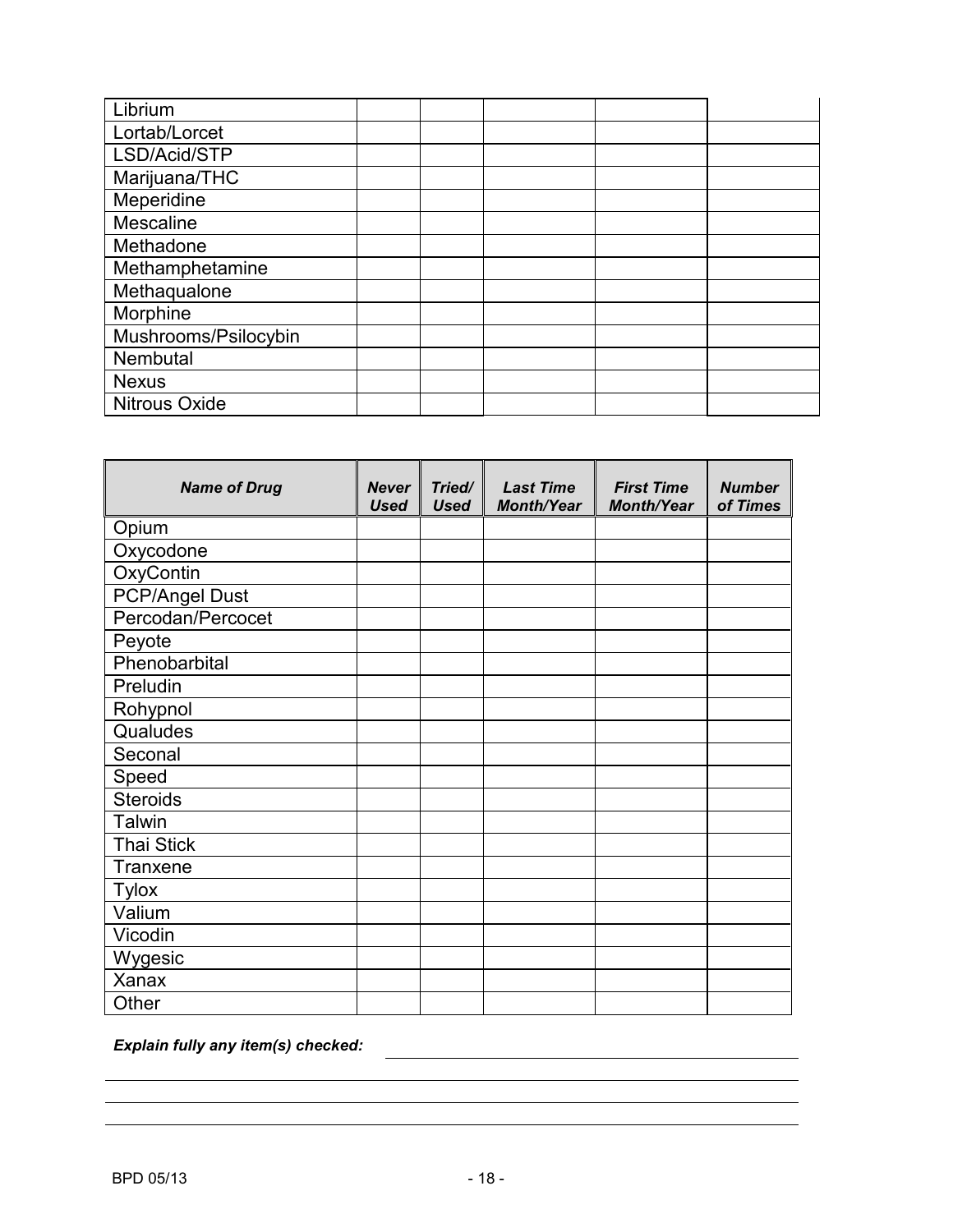| | | | | | |
|---|---|---|---|---|---|
| Librium | | | | | |
| Lortab/Lorcet | | | | | |
| LSD/Acid/STP | | | | | |
| Marijuana/THC | | | | | |
| Meperidine | | | | | |
| Mescaline | | | | | |
| Methadone | | | | | |
| Methamphetamine | | | | | |
| Methaqualone | | | | | |
| Morphine | | | | | |
| Mushrooms/Psilocybin | | | | | |
| Nembutal | | | | | |
| Nexus | | | | | |
| Nitrous Oxide | | | | | |

| ***Name of Drug*** | ***Never Used*** | ***Tried/ Used*** | ***Last Time Month/Year*** | ***First Time Month/Year*** | ***Number of Times*** |
|---|---|---|---|---|---|
| Opium | | | | | |
| Oxycodone | | | | | |
| OxyContin | | | | | |
| PCP/Angel Dust | | | | | |
| Percodan/Percocet | | | | | |
| Peyote | | | | | |
| Phenobarbital | | | | | |
| Preludin | | | | | |
| Rohypnol | | | | | |
| Qualudes | | | | | |
| Seconal | | | | | |
| Speed | | | | | |
| Steroids | | | | | |
| Talwin | | | | | |
| Thai Stick | | | | | |
| Tranxene | | | | | |
| Tylox | | | | | |
| Valium | | | | | |
| Vicodin | | | | | |
| Wygesic | | | | | |
| Xanax | | | | | |
| Other | | | | | |

***Explain fully any item(s) checked:*** ______________________________________

______________________________________________________________________

______________________________________________________________________

______________________________________________________________________

BPD 05/13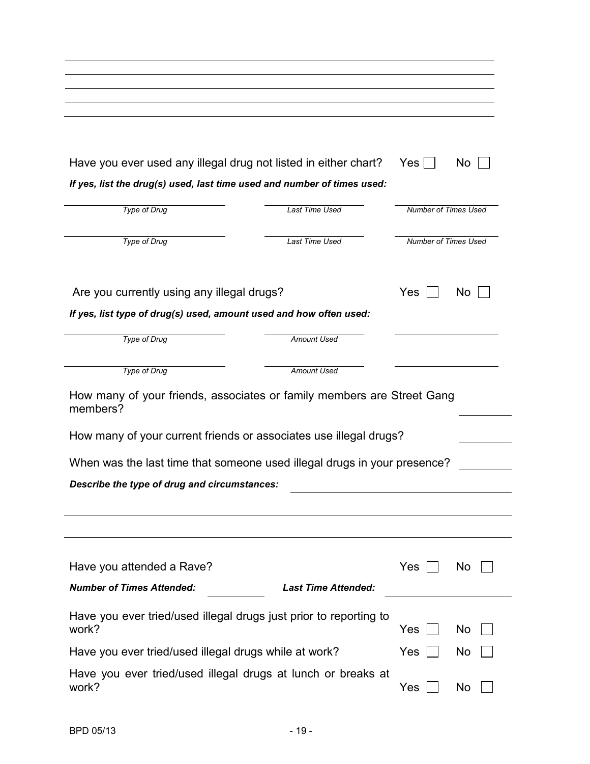Have you ever used any illegal drug not listed in either chart? Yes ☐ No ☐

***If yes, list the drug(s) used, last time used and number of times used:***

| *Type of Drug* | *Last Time Used* | *Number of Times Used* |
|---|---|---|
| | | |
| | | |

Are you currently using any illegal drugs? Yes ☐ No ☐

***If yes, list type of drug(s) used, amount used and how often used:***

| *Type of Drug* | *Amount Used* | |
|---|---|---|
| | | |
| | | |

How many of your friends, associates or family members are Street Gang members? ________

How many of your current friends or associates use illegal drugs? ________

When was the last time that someone used illegal drugs in your presence? ________

***Describe the type of drug and circumstances:*** ________________________________

Have you attended a Rave? Yes ☐ No ☐

***Number of Times Attended:*** ________ ***Last Time Attended:*** ________________

Have you ever tried/used illegal drugs just prior to reporting to work? Yes ☐ No ☐

Have you ever tried/used illegal drugs while at work? Yes ☐ No ☐

Have you ever tried/used illegal drugs at lunch or breaks at work? Yes ☐ No ☐

BPD 05/13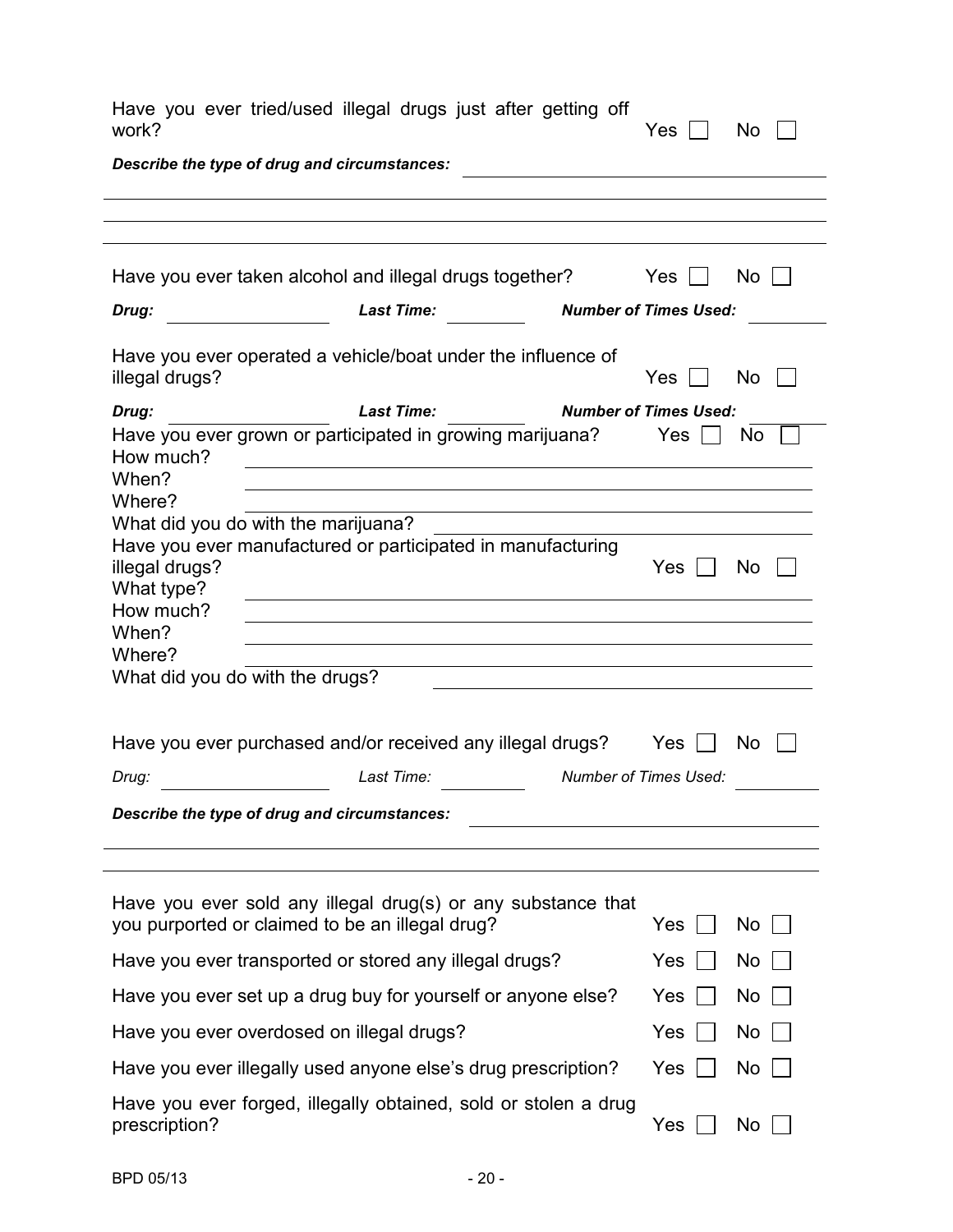Have you ever tried/used illegal drugs just after getting off work? Yes ☐ No ☐

***Describe the type of drug and circumstances:*** ______________________

______________________

______________________

______________________

Have you ever taken alcohol and illegal drugs together? Yes ☐ No ☐

***Drug:*** __________ ***Last Time:*** __________ ***Number of Times Used:*** __________

Have you ever operated a vehicle/boat under the influence of illegal drugs? Yes ☐ No ☐

***Drug:*** __________ ***Last Time:*** __________ ***Number of Times Used:*** __________

Have you ever grown or participated in growing marijuana? Yes ☐ No ☐

How much? ______________________

When? ______________________

Where? ______________________

What did you do with the marijuana? ______________________

Have you ever manufactured or participated in manufacturing illegal drugs? Yes ☐ No ☐

What type? ______________________

How much? ______________________

When? ______________________

Where? ______________________

What did you do with the drugs? ______________________

Have you ever purchased and/or received any illegal drugs? Yes ☐ No ☐

*Drug:* __________ *Last Time:* __________ *Number of Times Used:* __________

***Describe the type of drug and circumstances:*** ______________________

______________________

______________________

Have you ever sold any illegal drug(s) or any substance that you purported or claimed to be an illegal drug? Yes ☐ No ☐

Have you ever transported or stored any illegal drugs? Yes ☐ No ☐

Have you ever set up a drug buy for yourself or anyone else? Yes ☐ No ☐

Have you ever overdosed on illegal drugs? Yes ☐ No ☐

Have you ever illegally used anyone else's drug prescription? Yes ☐ No ☐

Have you ever forged, illegally obtained, sold or stolen a drug prescription? Yes ☐ No ☐

BPD 05/13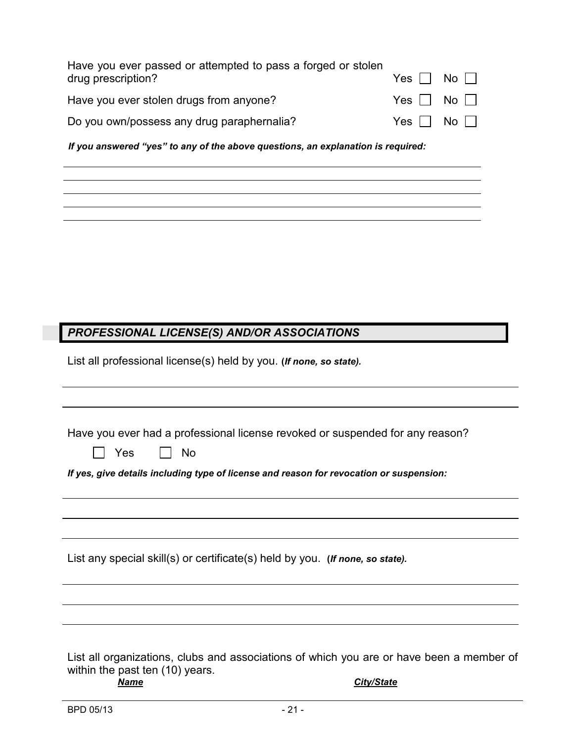Have you ever passed or attempted to pass a forged or stolen drug prescription? Yes ☐ No ☐

Have you ever stolen drugs from anyone? Yes ☐ No ☐

Do you own/possess any drug paraphernalia? Yes ☐ No ☐

***If you answered "yes" to any of the above questions, an explanation is required:***

_______________________________________________

_______________________________________________

_______________________________________________

_______________________________________________

_______________________________________________

## *PROFESSIONAL LICENSE(S) AND/OR ASSOCIATIONS*

List all professional license(s) held by you. (***If none, so state).***

_______________________________________________

_______________________________________________

Have you ever had a professional license revoked or suspended for any reason?

☐ Yes ☐ No

***If yes, give details including type of license and reason for revocation or suspension:***

_______________________________________________

_______________________________________________

_______________________________________________

List any special skill(s) or certificate(s) held by you. (***If none, so state).***

_______________________________________________

_______________________________________________

_______________________________________________

List all organizations, clubs and associations of which you are or have been a member of within the past ten (10) years.

***Name*** ***City/State***

BPD 05/13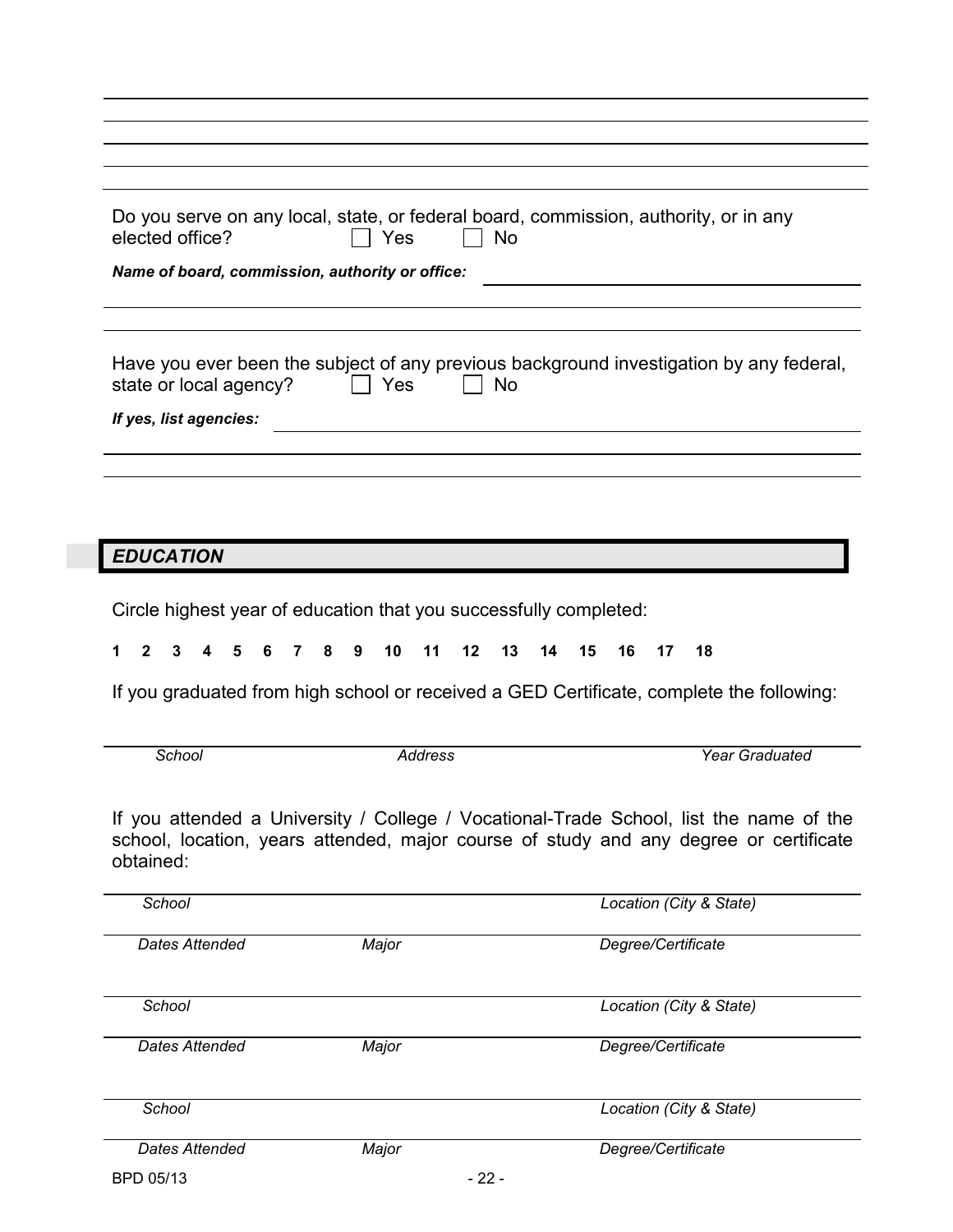Do you serve on any local, state, or federal board, commission, authority, or in any elected office? ☐ Yes ☐ No

***Name of board, commission, authority or office:*** ______________________

______________________

______________________

Have you ever been the subject of any previous background investigation by any federal, state or local agency? ☐ Yes ☐ No

***If yes, list agencies:*** ______________________

______________________

______________________

## *EDUCATION*

Circle highest year of education that you successfully completed:

**1 2 3 4 5 6 7 8 9 10 11 12 13 14 15 16 17 18**

If you graduated from high school or received a GED Certificate, complete the following:

______________________

*School* *Address* *Year Graduated*

If you attended a University / College / Vocational-Trade School, list the name of the school, location, years attended, major course of study and any degree or certificate obtained:

______________________

*School* *Location (City & State)*

______________________

*Dates Attended* *Major* *Degree/Certificate*

______________________

*School* *Location (City & State)*

______________________

*Dates Attended* *Major* *Degree/Certificate*

______________________

*School* *Location (City & State)*

______________________

*Dates Attended* *Major* *Degree/Certificate*

BPD 05/13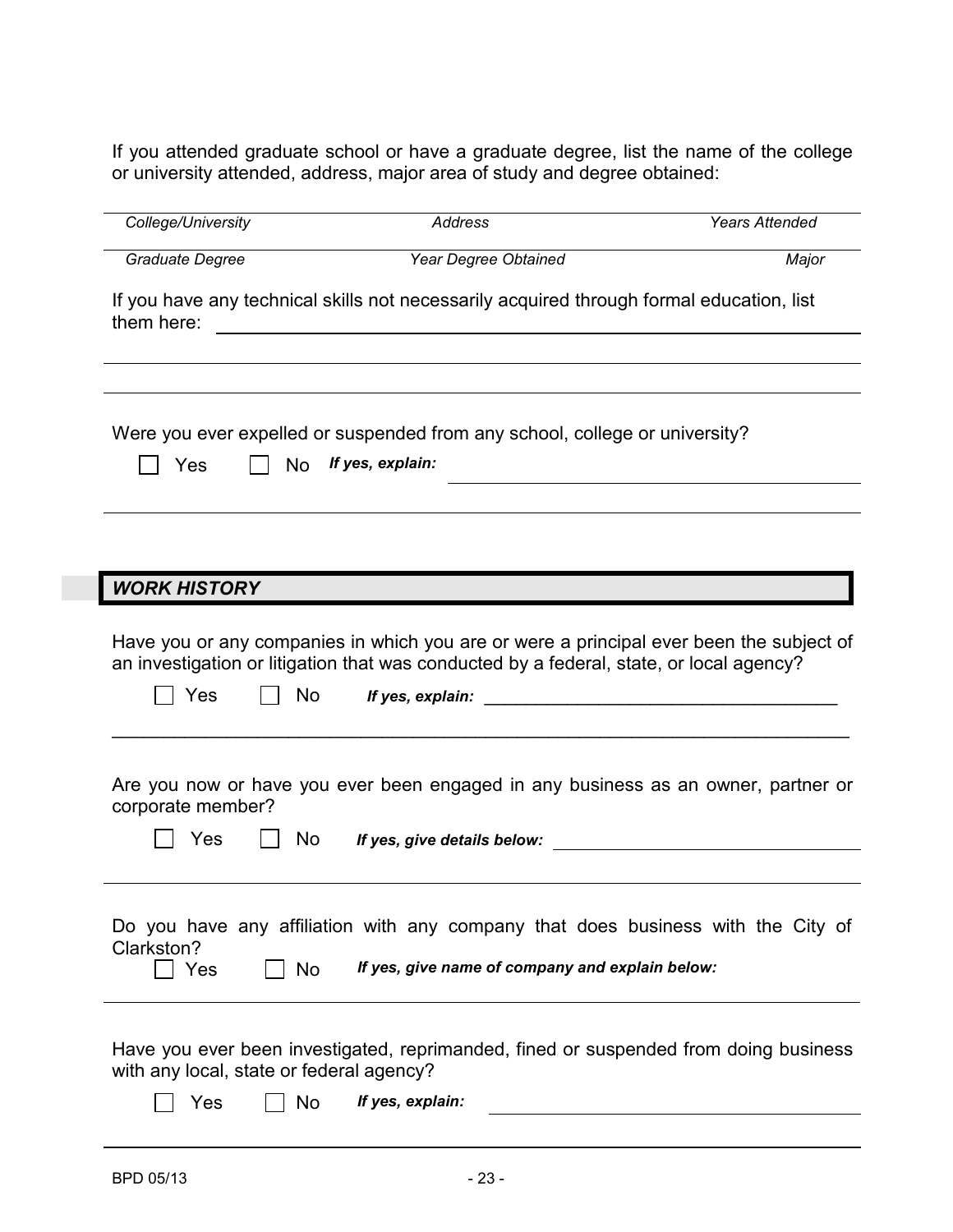If you attended graduate school or have a graduate degree, list the name of the college or university attended, address, major area of study and degree obtained:

| *College/University* | *Address* | *Years Attended* |
|---|---|---|
| *Graduate Degree* | *Year Degree Obtained* | *Major* |

If you have any technical skills not necessarily acquired through formal education, list them here: \_\_\_\_\_\_\_\_\_\_\_\_\_\_\_\_\_\_\_\_\_\_\_\_\_\_\_\_\_\_\_\_\_\_\_\_

\_\_\_\_\_\_\_\_\_\_\_\_\_\_\_\_\_\_\_\_\_\_\_\_\_\_\_\_\_\_\_\_\_\_\_\_\_\_\_\_\_\_\_\_\_\_\_\_\_\_

\_\_\_\_\_\_\_\_\_\_\_\_\_\_\_\_\_\_\_\_\_\_\_\_\_\_\_\_\_\_\_\_\_\_\_\_\_\_\_\_\_\_\_\_\_\_\_\_\_\_

Were you ever expelled or suspended from any school, college or university?

☐ Yes ☐ No *If yes, explain:* \_\_\_\_\_\_\_\_\_\_\_\_\_\_\_\_\_\_\_\_\_\_\_\_\_\_\_\_\_\_\_\_\_\_\_\_

\_\_\_\_\_\_\_\_\_\_\_\_\_\_\_\_\_\_\_\_\_\_\_\_\_\_\_\_\_\_\_\_\_\_\_\_\_\_\_\_\_\_\_\_\_\_\_\_\_\_

## *WORK HISTORY*

Have you or any companies in which you are or were a principal ever been the subject of an investigation or litigation that was conducted by a federal, state, or local agency?

☐ Yes ☐ No *If yes, explain:* \_\_\_\_\_\_\_\_\_\_\_\_\_\_\_\_\_\_\_\_\_\_\_\_\_\_\_\_\_\_\_\_\_\_\_\_

\_\_\_\_\_\_\_\_\_\_\_\_\_\_\_\_\_\_\_\_\_\_\_\_\_\_\_\_\_\_\_\_\_\_\_\_\_\_\_\_\_\_\_\_\_\_\_\_\_\_

Are you now or have you ever been engaged in any business as an owner, partner or corporate member?

☐ Yes ☐ No *If yes, give details below:* \_\_\_\_\_\_\_\_\_\_\_\_\_\_\_\_\_\_\_\_\_\_\_\_\_\_\_\_\_\_\_\_\_\_\_\_

\_\_\_\_\_\_\_\_\_\_\_\_\_\_\_\_\_\_\_\_\_\_\_\_\_\_\_\_\_\_\_\_\_\_\_\_\_\_\_\_\_\_\_\_\_\_\_\_\_\_

Do you have any affiliation with any company that does business with the City of Clarkston?

☐ Yes ☐ No *If yes, give name of company and explain below:*

\_\_\_\_\_\_\_\_\_\_\_\_\_\_\_\_\_\_\_\_\_\_\_\_\_\_\_\_\_\_\_\_\_\_\_\_\_\_\_\_\_\_\_\_\_\_\_\_\_\_

Have you ever been investigated, reprimanded, fined or suspended from doing business with any local, state or federal agency?

☐ Yes ☐ No *If yes, explain:* \_\_\_\_\_\_\_\_\_\_\_\_\_\_\_\_\_\_\_\_\_\_\_\_\_\_\_\_\_\_\_\_\_\_\_\_

\_\_\_\_\_\_\_\_\_\_\_\_\_\_\_\_\_\_\_\_\_\_\_\_\_\_\_\_\_\_\_\_\_\_\_\_\_\_\_\_\_\_\_\_\_\_\_\_\_\_

BPD 05/13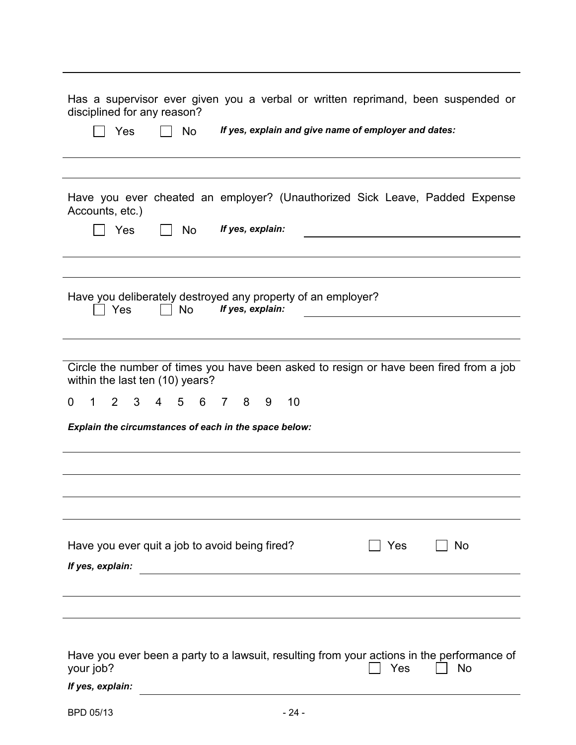Has a supervisor ever given you a verbal or written reprimand, been suspended or disciplined for any reason?

☐ Yes ☐ No ***If yes, explain and give name of employer and dates:***

---

Have you ever cheated an employer? (Unauthorized Sick Leave, Padded Expense Accounts, etc.)

☐ Yes ☐ No ***If yes, explain:***

---

Have you deliberately destroyed any property of an employer?

☐ Yes ☐ No ***If yes, explain:***

---

Circle the number of times you have been asked to resign or have been fired from a job within the last ten (10) years?

0 1 2 3 4 5 6 7 8 9 10

***Explain the circumstances of each in the space below:***

---

Have you ever quit a job to avoid being fired? ☐ Yes ☐ No

***If yes, explain:***

---

Have you ever been a party to a lawsuit, resulting from your actions in the performance of your job? ☐ Yes ☐ No

***If yes, explain:***

BPD 05/13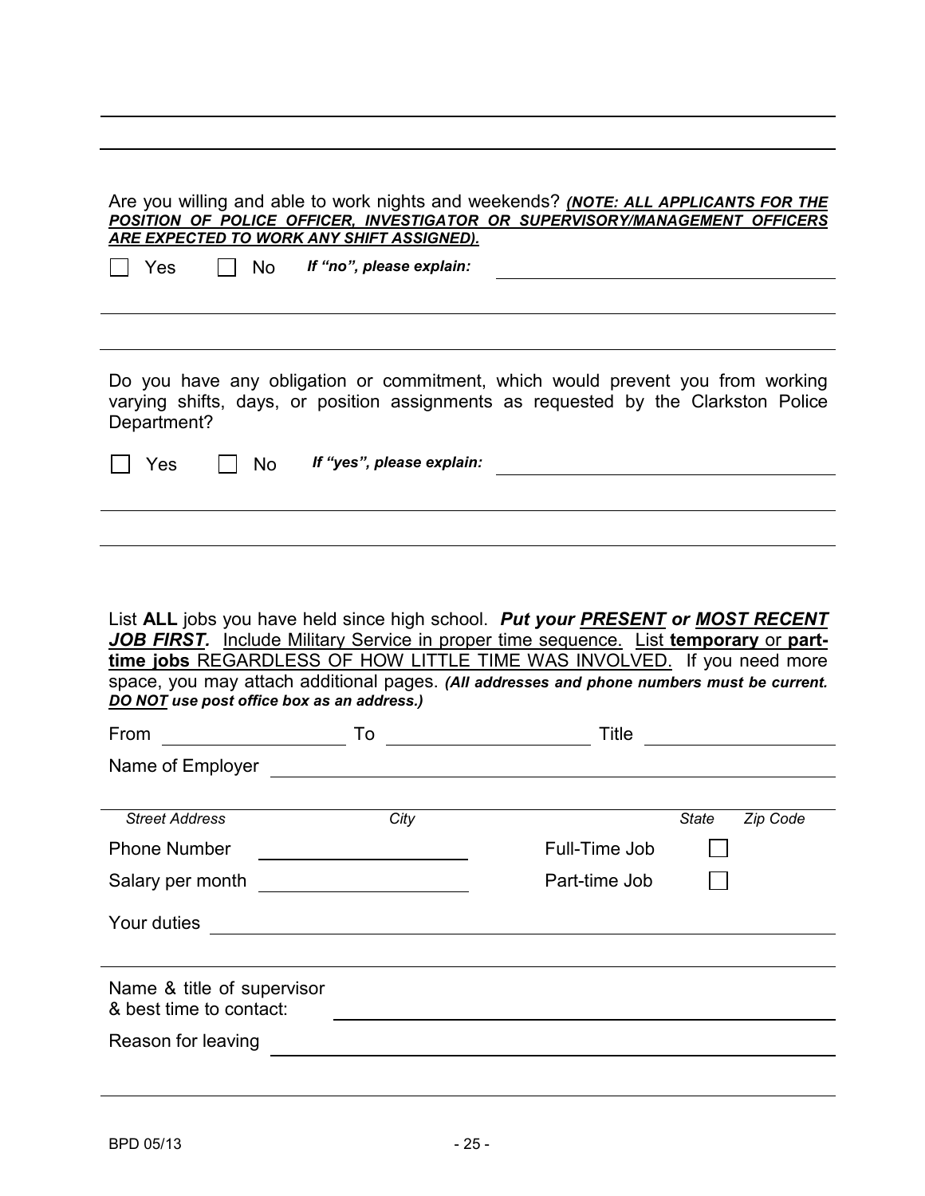Are you willing and able to work nights and weekends? ***(NOTE: ALL APPLICANTS FOR THE POSITION OF POLICE OFFICER, INVESTIGATOR OR SUPERVISORY/MANAGEMENT OFFICERS ARE EXPECTED TO WORK ANY SHIFT ASSIGNED).***

☐ Yes ☐ No *If "no", please explain:* ______________________________

______________________________________________________________

______________________________________________________________

Do you have any obligation or commitment, which would prevent you from working varying shifts, days, or position assignments as requested by the Clarkston Police Department?

☐ Yes ☐ No *If "yes", please explain:* ______________________________

______________________________________________________________

______________________________________________________________

List **ALL** jobs you have held since high school. ***Put your PRESENT or MOST RECENT JOB FIRST.*** Include Military Service in proper time sequence. List **temporary** or **part-time jobs** REGARDLESS OF HOW LITTLE TIME WAS INVOLVED. If you need more space, you may attach additional pages. ***(All addresses and phone numbers must be current. DO NOT use post office box as an address.)***

From ____________ To ______________ Title ______________

Name of Employer ______________________________________________

______________________________________________________________
*Street Address* *City* *State* *Zip Code*

Phone Number ______________ Full-Time Job ☐

Salary per month ______________ Part-time Job ☐

Your duties ___________________________________________________

______________________________________________________________

Name & title of supervisor & best time to contact: ______________________________

Reason for leaving _____________________________________________

______________________________________________________________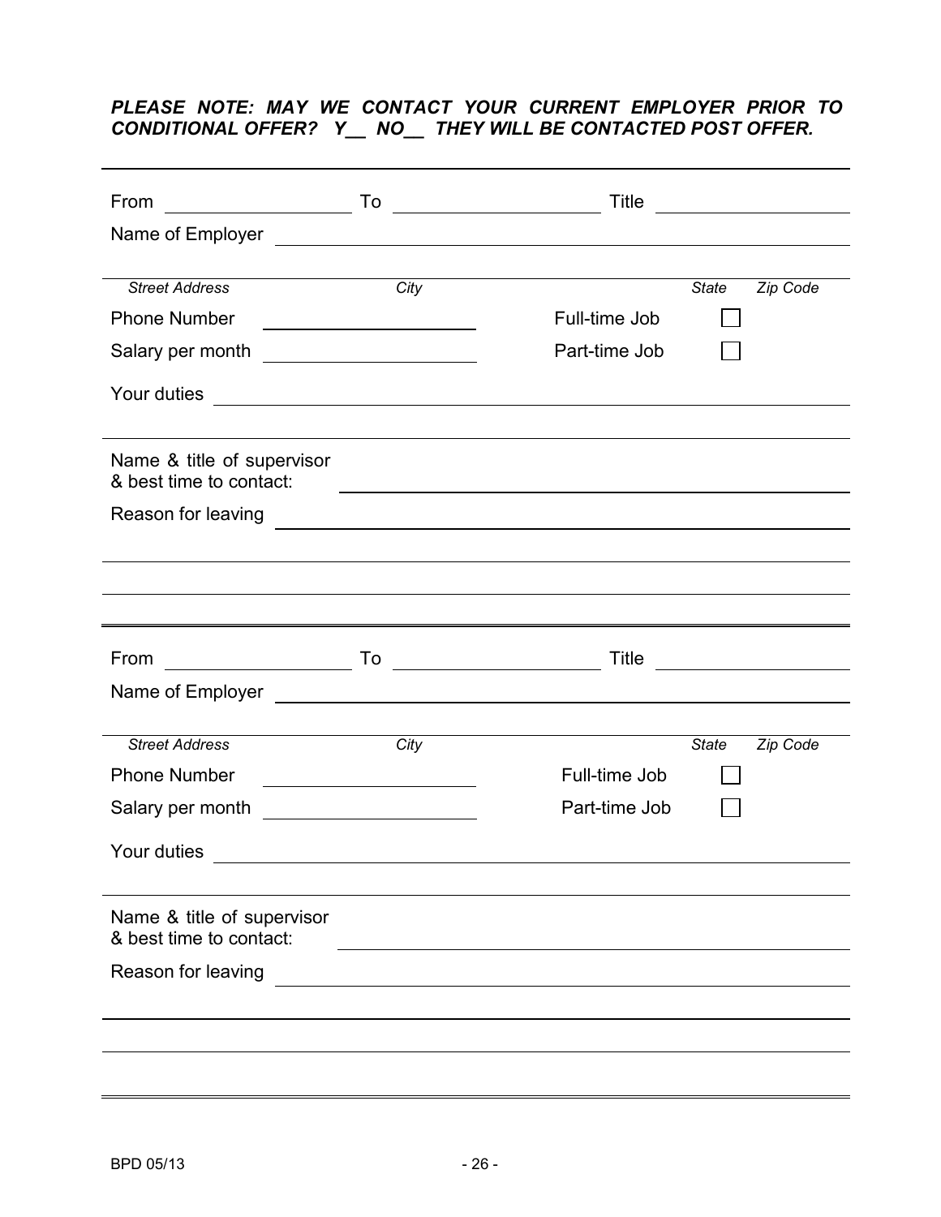***PLEASE NOTE: MAY WE CONTACT YOUR CURRENT EMPLOYER PRIOR TO CONDITIONAL OFFER? Y__ NO__ THEY WILL BE CONTACTED POST OFFER.***

---

From ____________________ To ______________________ Title ____________________

Name of Employer ______________________________________________________________

______________________________________________________________________________

*Street Address* *City* *State* *Zip Code*

Phone Number ______________________ Full-time Job ☐

Salary per month ______________________ Part-time Job ☐

Your duties ___________________________________________________________________

______________________________________________________________________________

Name & title of supervisor & best time to contact: ______________________________________________

Reason for leaving ______________________________________________________________

______________________________________________________________________________

______________________________________________________________________________

---

From ____________________ To ______________________ Title ____________________

Name of Employer ______________________________________________________________

______________________________________________________________________________

*Street Address* *City* *State* *Zip Code*

Phone Number ______________________ Full-time Job ☐

Salary per month ______________________ Part-time Job ☐

Your duties ___________________________________________________________________

______________________________________________________________________________

Name & title of supervisor & best time to contact: ______________________________________________

Reason for leaving ______________________________________________________________

______________________________________________________________________________

______________________________________________________________________________

---

BPD 05/13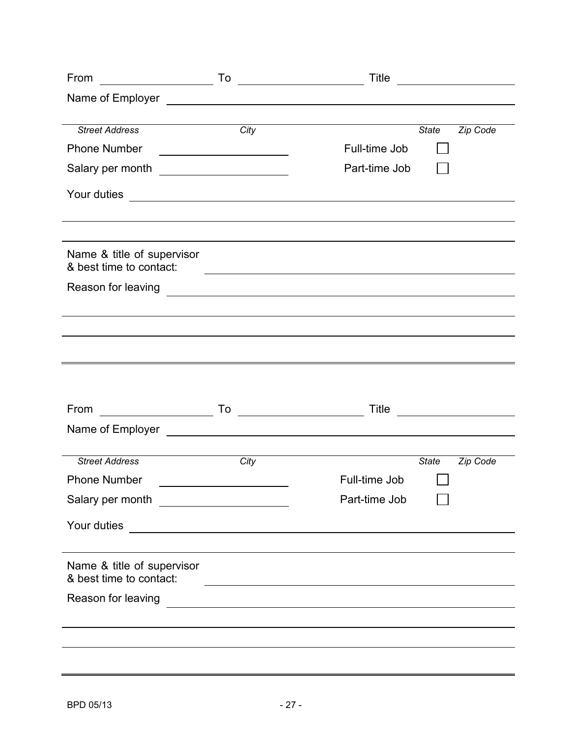From ____________________ To ____________________ Title ____________________

Name of Employer ________________________________________________

*Street Address* *City* *State* *Zip Code*

Phone Number ____________________ Full-time Job ☐

Salary per month ____________________ Part-time Job ☐

Your duties ________________________________________________

________________________________________________

________________________________________________

Name & title of supervisor
& best time to contact: ________________________________________________

Reason for leaving ________________________________________________

________________________________________________

________________________________________________

________________________________________________

---

From ____________________ To ____________________ Title ____________________

Name of Employer ________________________________________________

*Street Address* *City* *State* *Zip Code*

Phone Number ____________________ Full-time Job ☐

Salary per month ____________________ Part-time Job ☐

Your duties ________________________________________________

________________________________________________

Name & title of supervisor
& best time to contact: ________________________________________________

Reason for leaving ________________________________________________

________________________________________________

________________________________________________

________________________________________________

BPD 05/13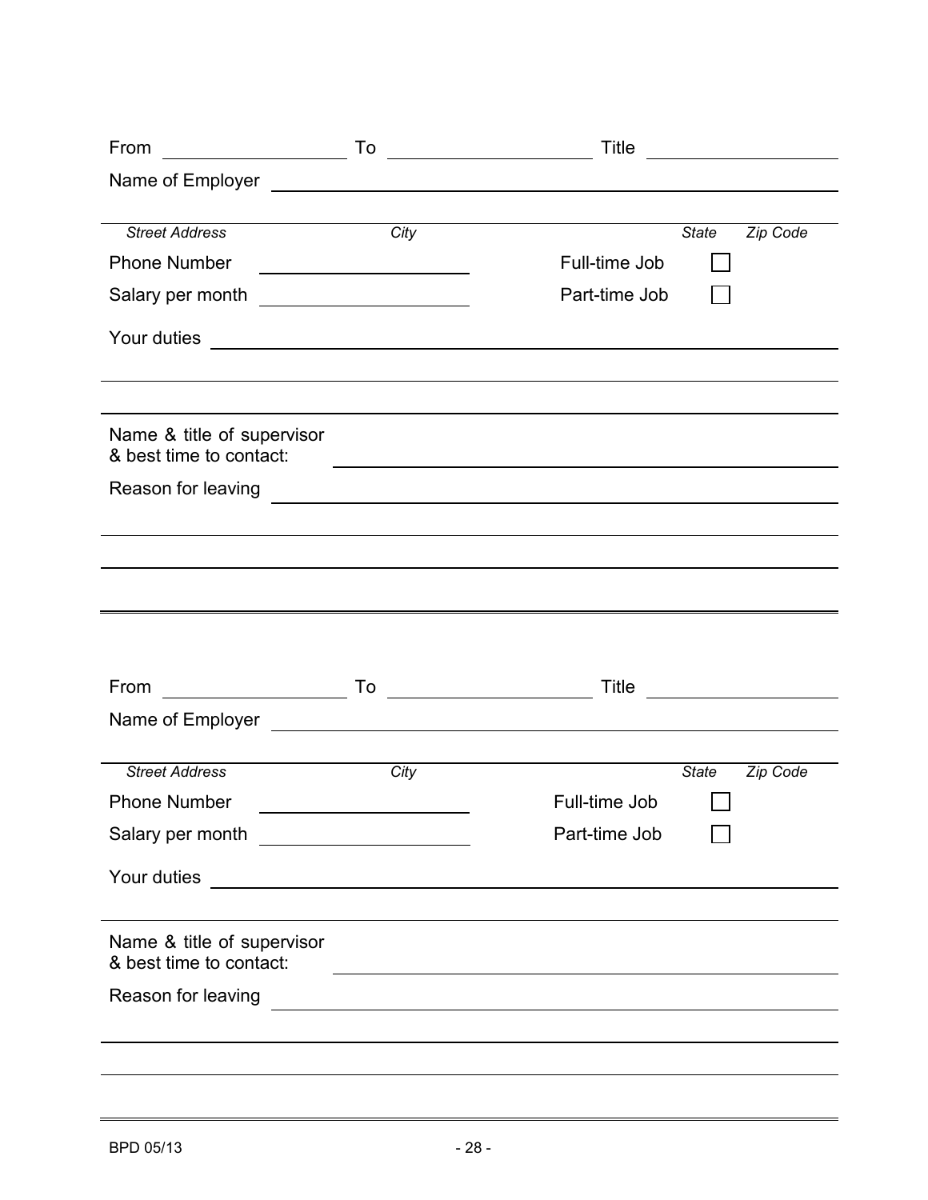From ____________________ To ______________________ Title ____________________

Name of Employer ______________________________________________________________

______________________________________________________________________________
*Street Address* *City* *State* *Zip Code*

Phone Number ____________________ Full-time Job ☐

Salary per month ____________________ Part-time Job ☐

Your duties ___________________________________________________________________

______________________________________________________________________________

______________________________________________________________________________

Name & title of supervisor
& best time to contact: ______________________________________________________

Reason for leaving ____________________________________________________________

______________________________________________________________________________

______________________________________________________________________________

______________________________________________________________________________

---

From ____________________ To ______________________ Title ____________________

Name of Employer ______________________________________________________________

______________________________________________________________________________
*Street Address* *City* *State* *Zip Code*

Phone Number ____________________ Full-time Job ☐

Salary per month ____________________ Part-time Job ☐

Your duties ___________________________________________________________________

______________________________________________________________________________

Name & title of supervisor
& best time to contact: ______________________________________________________

Reason for leaving ____________________________________________________________

______________________________________________________________________________

______________________________________________________________________________

______________________________________________________________________________

BPD 05/13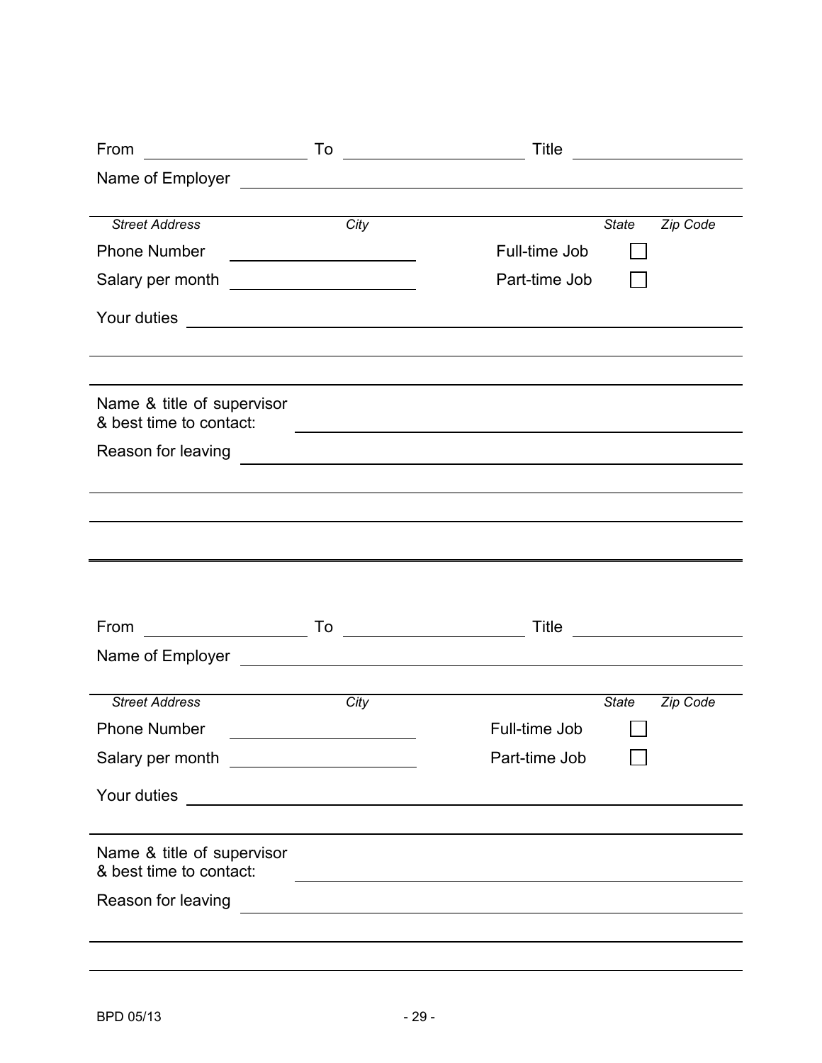From ____________________ To ______________________ Title ____________________

Name of Employer ____________________________________________________________

________________________________________________________________________________
*Street Address* *City* *State* *Zip Code*

Phone Number ______________________ Full-time Job ☐

Salary per month ______________________ Part-time Job ☐

Your duties ____________________________________________________________

________________________________________________________________________________

________________________________________________________________________________

Name & title of supervisor
& best time to contact: ____________________________________________________

Reason for leaving ____________________________________________________________

________________________________________________________________________________

________________________________________________________________________________

________________________________________________________________________________

From ____________________ To ______________________ Title ____________________

Name of Employer ____________________________________________________________

________________________________________________________________________________
*Street Address* *City* *State* *Zip Code*

Phone Number ______________________ Full-time Job ☐

Salary per month ______________________ Part-time Job ☐

Your duties ____________________________________________________________

________________________________________________________________________________

Name & title of supervisor
& best time to contact: ____________________________________________________

Reason for leaving ____________________________________________________________

________________________________________________________________________________

________________________________________________________________________________

BPD 05/13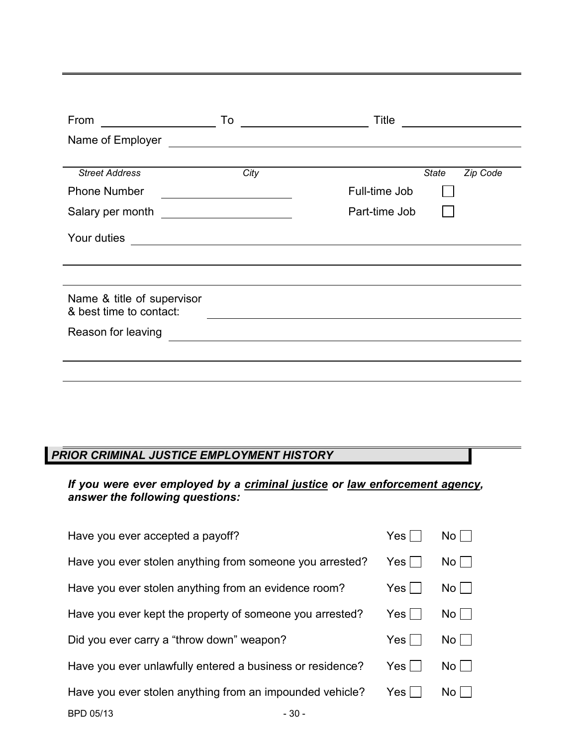From ____________________ To ____________________ Title ____________________

Name of Employer ______________________________________________________________

______________________________________________________________

*Street Address* *City* *State* *Zip Code*

Phone Number ____________________ Full-time Job ☐

Salary per month ____________________ Part-time Job ☐

Your duties ______________________________________________________________

______________________________________________________________

______________________________________________________________

Name & title of supervisor & best time to contact: ______________________________________________________________

Reason for leaving ______________________________________________________________

______________________________________________________________

______________________________________________________________

## *PRIOR CRIMINAL JUSTICE EMPLOYMENT HISTORY*

***If you were ever employed by a criminal justice or law enforcement agency, answer the following questions:***

| | | |
|---|---|---|
| Have you ever accepted a payoff? | Yes ☐ | No ☐ |
| Have you ever stolen anything from someone you arrested? | Yes ☐ | No ☐ |
| Have you ever stolen anything from an evidence room? | Yes ☐ | No ☐ |
| Have you ever kept the property of someone you arrested? | Yes ☐ | No ☐ |
| Did you ever carry a "throw down" weapon? | Yes ☐ | No ☐ |
| Have you ever unlawfully entered a business or residence? | Yes ☐ | No ☐ |
| Have you ever stolen anything from an impounded vehicle? | Yes ☐ | No ☐ |

BPD 05/13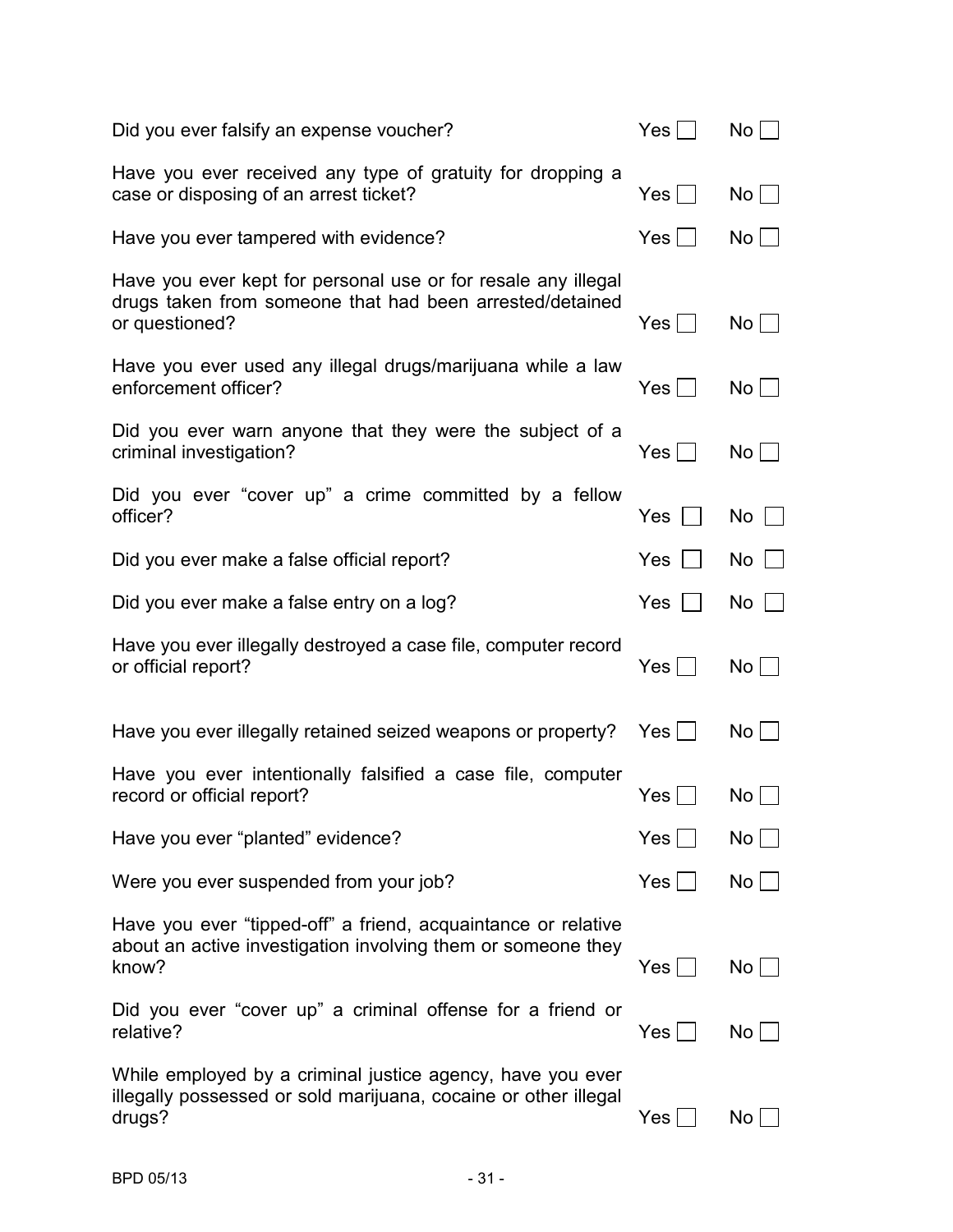| Question | Yes | No |
|---|---|---|
| Did you ever falsify an expense voucher? | Yes ☐ | No ☐ |
| Have you ever received any type of gratuity for dropping a case or disposing of an arrest ticket? | Yes ☐ | No ☐ |
| Have you ever tampered with evidence? | Yes ☐ | No ☐ |
| Have you ever kept for personal use or for resale any illegal drugs taken from someone that had been arrested/detained or questioned? | Yes ☐ | No ☐ |
| Have you ever used any illegal drugs/marijuana while a law enforcement officer? | Yes ☐ | No ☐ |
| Did you ever warn anyone that they were the subject of a criminal investigation? | Yes ☐ | No ☐ |
| Did you ever "cover up" a crime committed by a fellow officer? | Yes ☐ | No ☐ |
| Did you ever make a false official report? | Yes ☐ | No ☐ |
| Did you ever make a false entry on a log? | Yes ☐ | No ☐ |
| Have you ever illegally destroyed a case file, computer record or official report? | Yes ☐ | No ☐ |
| Have you ever illegally retained seized weapons or property? | Yes ☐ | No ☐ |
| Have you ever intentionally falsified a case file, computer record or official report? | Yes ☐ | No ☐ |
| Have you ever "planted" evidence? | Yes ☐ | No ☐ |
| Were you ever suspended from your job? | Yes ☐ | No ☐ |
| Have you ever "tipped-off" a friend, acquaintance or relative about an active investigation involving them or someone they know? | Yes ☐ | No ☐ |
| Did you ever "cover up" a criminal offense for a friend or relative? | Yes ☐ | No ☐ |
| While employed by a criminal justice agency, have you ever illegally possessed or sold marijuana, cocaine or other illegal drugs? | Yes ☐ | No ☐ |

BPD 05/13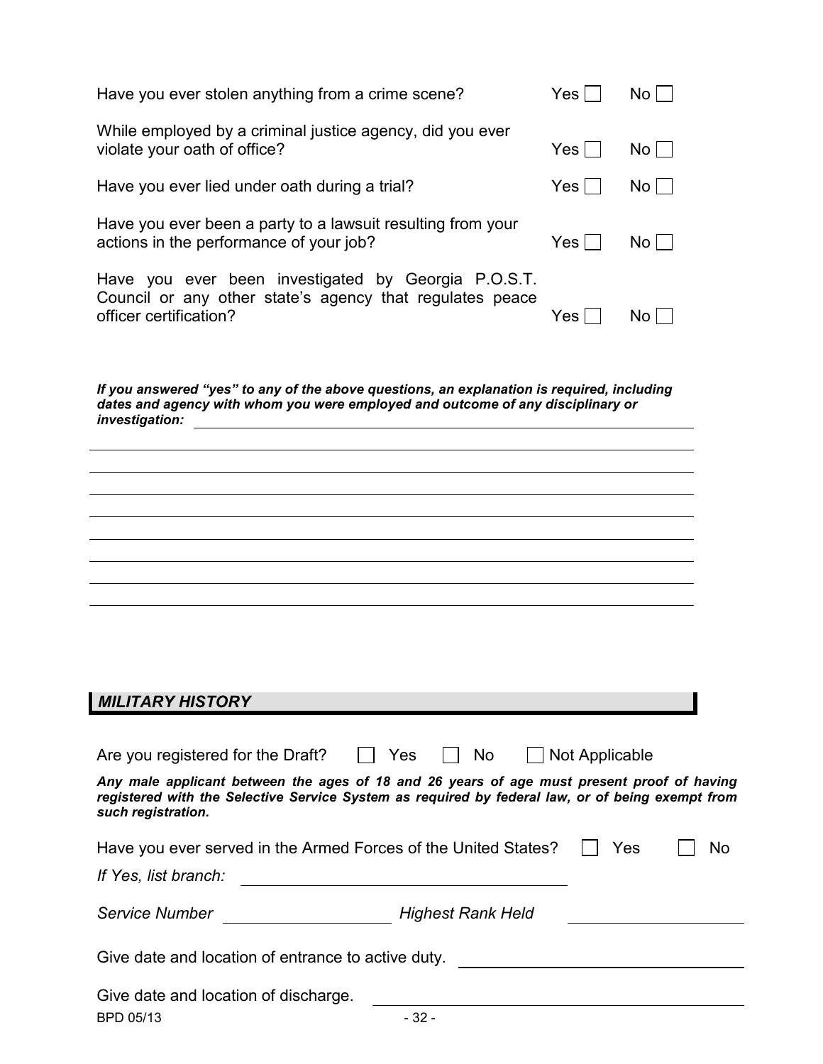Have you ever stolen anything from a crime scene? Yes ☐ No ☐

While employed by a criminal justice agency, did you ever violate your oath of office? Yes ☐ No ☐

Have you ever lied under oath during a trial? Yes ☐ No ☐

Have you ever been a party to a lawsuit resulting from your actions in the performance of your job? Yes ☐ No ☐

Have you ever been investigated by Georgia P.O.S.T. Council or any other state's agency that regulates peace officer certification? Yes ☐ No ☐

***If you answered "yes" to any of the above questions, an explanation is required, including dates and agency with whom you were employed and outcome of any disciplinary or investigation:*** ________________________________________________

________________________________________________________________

________________________________________________________________

________________________________________________________________

________________________________________________________________

________________________________________________________________

________________________________________________________________

________________________________________________________________

________________________________________________________________

## *MILITARY HISTORY*

Are you registered for the Draft? ☐ Yes ☐ No ☐ Not Applicable

***Any male applicant between the ages of 18 and 26 years of age must present proof of having registered with the Selective Service System as required by federal law, or of being exempt from such registration.***

Have you ever served in the Armed Forces of the United States? ☐ Yes ☐ No

*If Yes, list branch:* ________________________________

*Service Number* ____________________ *Highest Rank Held* ____________________

Give date and location of entrance to active duty. ________________________________

Give date and location of discharge. ________________________________

BPD 05/13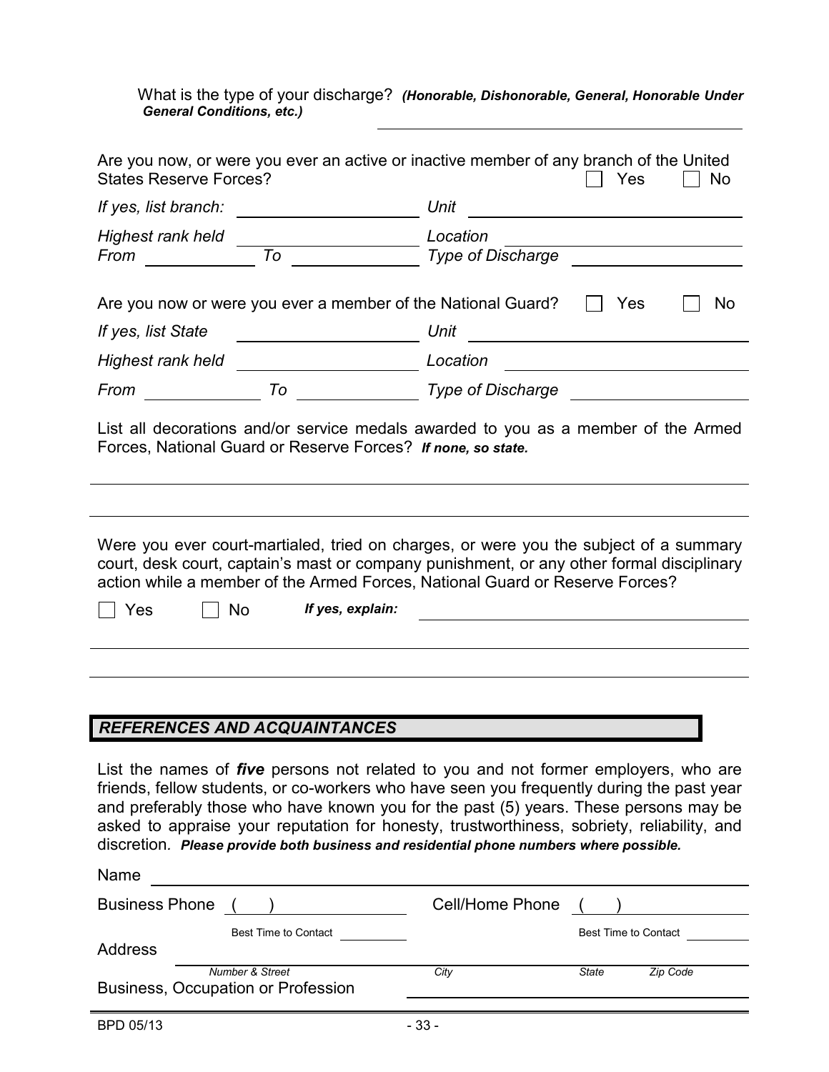What is the type of your discharge? ***(Honorable, Dishonorable, General, Honorable Under General Conditions, etc.)*** ______________________

Are you now, or were you ever an active or inactive member of any branch of the United States Reserve Forces? ☐ Yes ☐ No

*If yes, list branch:* ______________ *Unit* ______________

*Highest rank held* ______________ *Location* ______________

*From* ________ *To* ________ *Type of Discharge* ______________

Are you now or were you ever a member of the National Guard? ☐ Yes ☐ No

*If yes, list State* ______________ *Unit* ______________

*Highest rank held* ______________ *Location* ______________

*From* ________ *To* ________ *Type of Discharge* ______________

List all decorations and/or service medals awarded to you as a member of the Armed Forces, National Guard or Reserve Forces? ***If none, so state.***

______________________________________________________________________

______________________________________________________________________

Were you ever court-martialed, tried on charges, or were you the subject of a summary court, desk court, captain's mast or company punishment, or any other formal disciplinary action while a member of the Armed Forces, National Guard or Reserve Forces?

☐ Yes ☐ No ***If yes, explain:*** ______________________

______________________________________________________________________

______________________________________________________________________

## *REFERENCES AND ACQUAINTANCES*

List the names of ***five*** persons not related to you and not former employers, who are friends, fellow students, or co-workers who have seen you frequently during the past year and preferably those who have known you for the past (5) years. These persons may be asked to appraise your reputation for honesty, trustworthiness, sobriety, reliability, and discretion. ***Please provide both business and residential phone numbers where possible.***

Name ______________________________________________________________

Business Phone ( ) ______________ Cell/Home Phone ( ) ______________

Best Time to Contact ________ Best Time to Contact ________

Address ____________________________________________________________

*Number & Street* *City* *State* *Zip Code*

Business, Occupation or Profession ______________________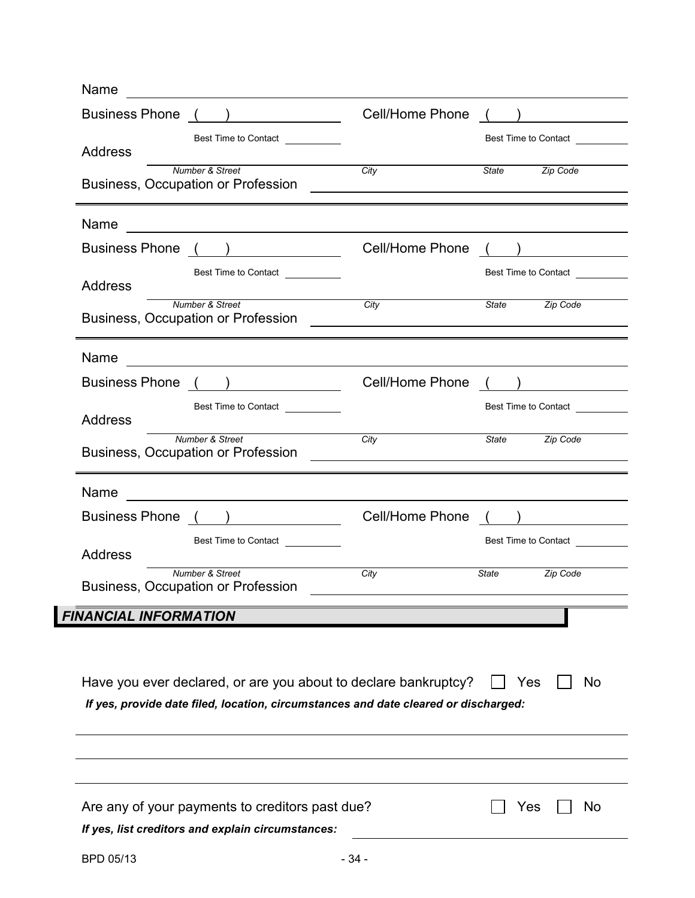Name ______________________________________________

Business Phone ( ) ____________ Cell/Home Phone ( ) ____________

Best Time to Contact ________ Best Time to Contact ________

Address ______________________________________________

*Number & Street* *City* *State* *Zip Code*

Business, Occupation or Profession ______________________________

---

Name ______________________________________________

Business Phone ( ) ____________ Cell/Home Phone ( ) ____________

Best Time to Contact ________ Best Time to Contact ________

Address ______________________________________________

*Number & Street* *City* *State* *Zip Code*

Business, Occupation or Profession ______________________________

---

Name ______________________________________________

Business Phone ( ) ____________ Cell/Home Phone ( ) ____________

Best Time to Contact ________ Best Time to Contact ________

Address ______________________________________________

*Number & Street* *City* *State* *Zip Code*

Business, Occupation or Profession ______________________________

---

Name ______________________________________________

Business Phone ( ) ____________ Cell/Home Phone ( ) ____________

Best Time to Contact ________ Best Time to Contact ________

Address ______________________________________________

*Number & Street* *City* *State* *Zip Code*

Business, Occupation or Profession ______________________________

## *FINANCIAL INFORMATION*

Have you ever declared, or are you about to declare bankruptcy? ☐ Yes ☐ No

***If yes, provide date filed, location, circumstances and date cleared or discharged:***

______________________________________________

______________________________________________

______________________________________________

Are any of your payments to creditors past due? ☐ Yes ☐ No

***If yes, list creditors and explain circumstances:*** ______________________________

BPD 05/13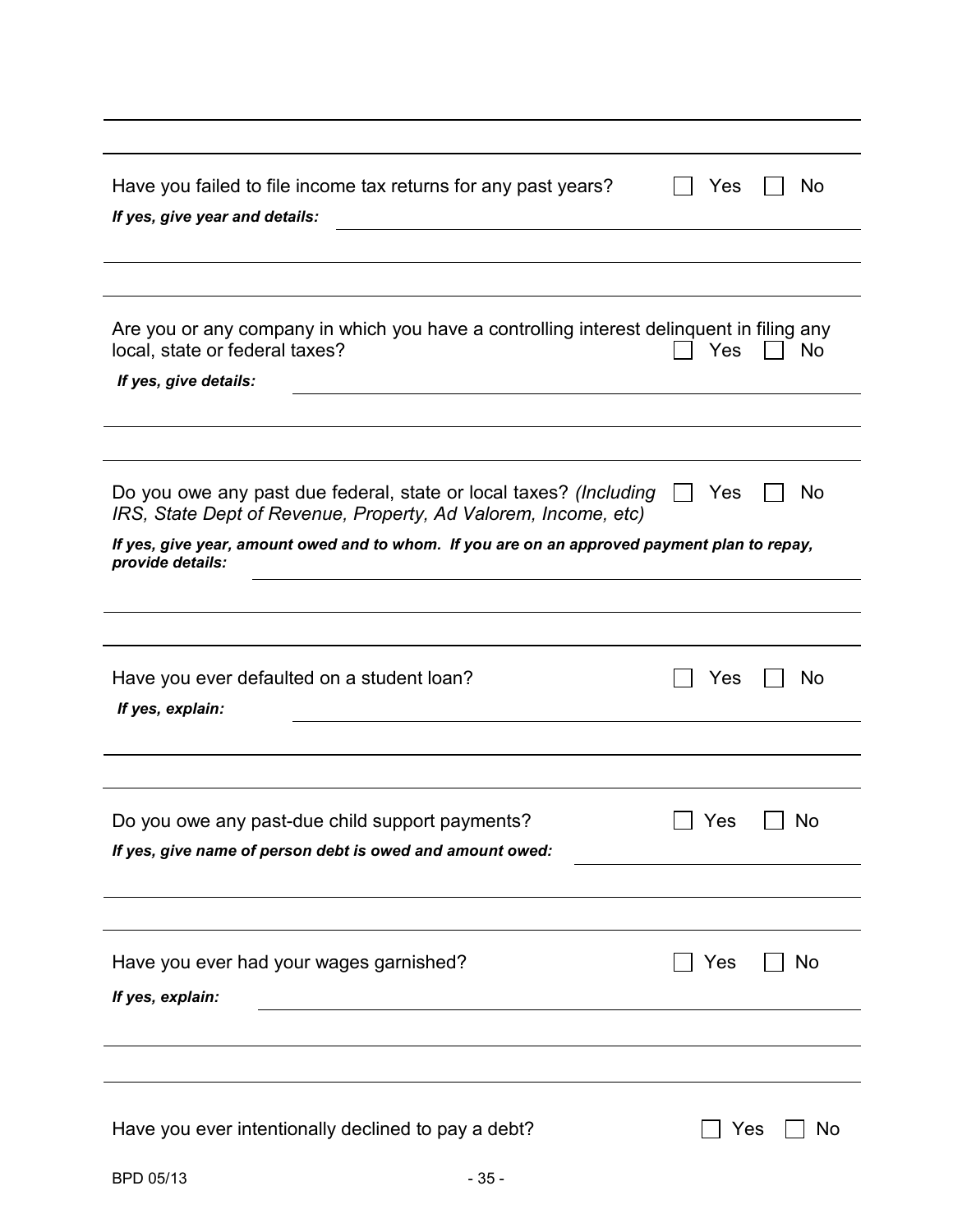Have you failed to file income tax returns for any past years? ☐ Yes ☐ No

***If yes, give year and details:*** ______________________________________________

Are you or any company in which you have a controlling interest delinquent in filing any local, state or federal taxes? ☐ Yes ☐ No

***If yes, give details:*** ______________________________________________

Do you owe any past due federal, state or local taxes? *(Including IRS, State Dept of Revenue, Property, Ad Valorem, Income, etc)* ☐ Yes ☐ No

***If yes, give year, amount owed and to whom. If you are on an approved payment plan to repay, provide details:*** ______________________________________________

Have you ever defaulted on a student loan? ☐ Yes ☐ No

***If yes, explain:*** ______________________________________________

Do you owe any past-due child support payments? ☐ Yes ☐ No

***If yes, give name of person debt is owed and amount owed:*** ______________________________________________

Have you ever had your wages garnished? ☐ Yes ☐ No

***If yes, explain:*** ______________________________________________

Have you ever intentionally declined to pay a debt? ☐ Yes ☐ No

BPD 05/13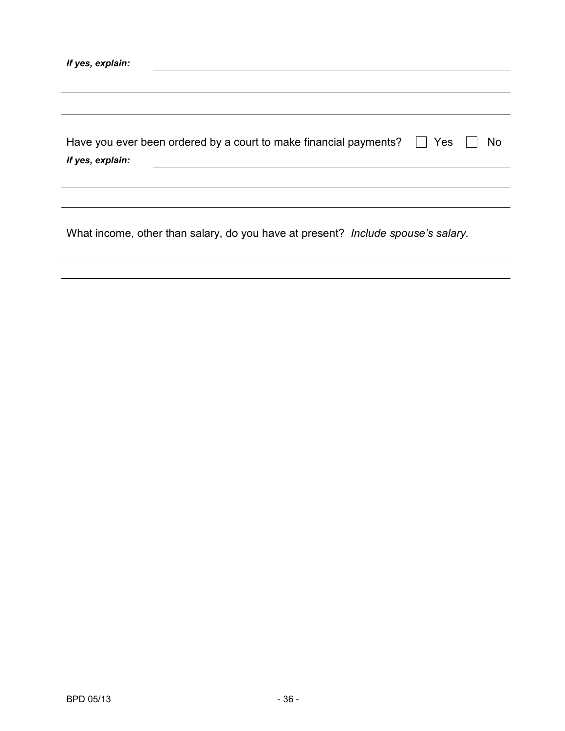***If yes, explain:*** \_\_\_\_\_\_\_\_\_\_\_\_\_\_\_\_\_\_\_\_\_\_\_\_\_\_\_\_\_\_\_\_\_\_\_\_\_\_\_\_

\_\_\_\_\_\_\_\_\_\_\_\_\_\_\_\_\_\_\_\_\_\_\_\_\_\_\_\_\_\_\_\_\_\_\_\_\_\_\_\_\_\_\_\_\_\_\_\_\_\_\_\_\_\_

\_\_\_\_\_\_\_\_\_\_\_\_\_\_\_\_\_\_\_\_\_\_\_\_\_\_\_\_\_\_\_\_\_\_\_\_\_\_\_\_\_\_\_\_\_\_\_\_\_\_\_\_\_\_

Have you ever been ordered by a court to make financial payments? ☐ Yes ☐ No

***If yes, explain:*** \_\_\_\_\_\_\_\_\_\_\_\_\_\_\_\_\_\_\_\_\_\_\_\_\_\_\_\_\_\_\_\_\_\_\_\_\_\_\_\_

\_\_\_\_\_\_\_\_\_\_\_\_\_\_\_\_\_\_\_\_\_\_\_\_\_\_\_\_\_\_\_\_\_\_\_\_\_\_\_\_\_\_\_\_\_\_\_\_\_\_\_\_\_\_

\_\_\_\_\_\_\_\_\_\_\_\_\_\_\_\_\_\_\_\_\_\_\_\_\_\_\_\_\_\_\_\_\_\_\_\_\_\_\_\_\_\_\_\_\_\_\_\_\_\_\_\_\_\_

What income, other than salary, do you have at present? *Include spouse's salary.*

\_\_\_\_\_\_\_\_\_\_\_\_\_\_\_\_\_\_\_\_\_\_\_\_\_\_\_\_\_\_\_\_\_\_\_\_\_\_\_\_\_\_\_\_\_\_\_\_\_\_\_\_\_\_

\_\_\_\_\_\_\_\_\_\_\_\_\_\_\_\_\_\_\_\_\_\_\_\_\_\_\_\_\_\_\_\_\_\_\_\_\_\_\_\_\_\_\_\_\_\_\_\_\_\_\_\_\_\_

BPD 05/13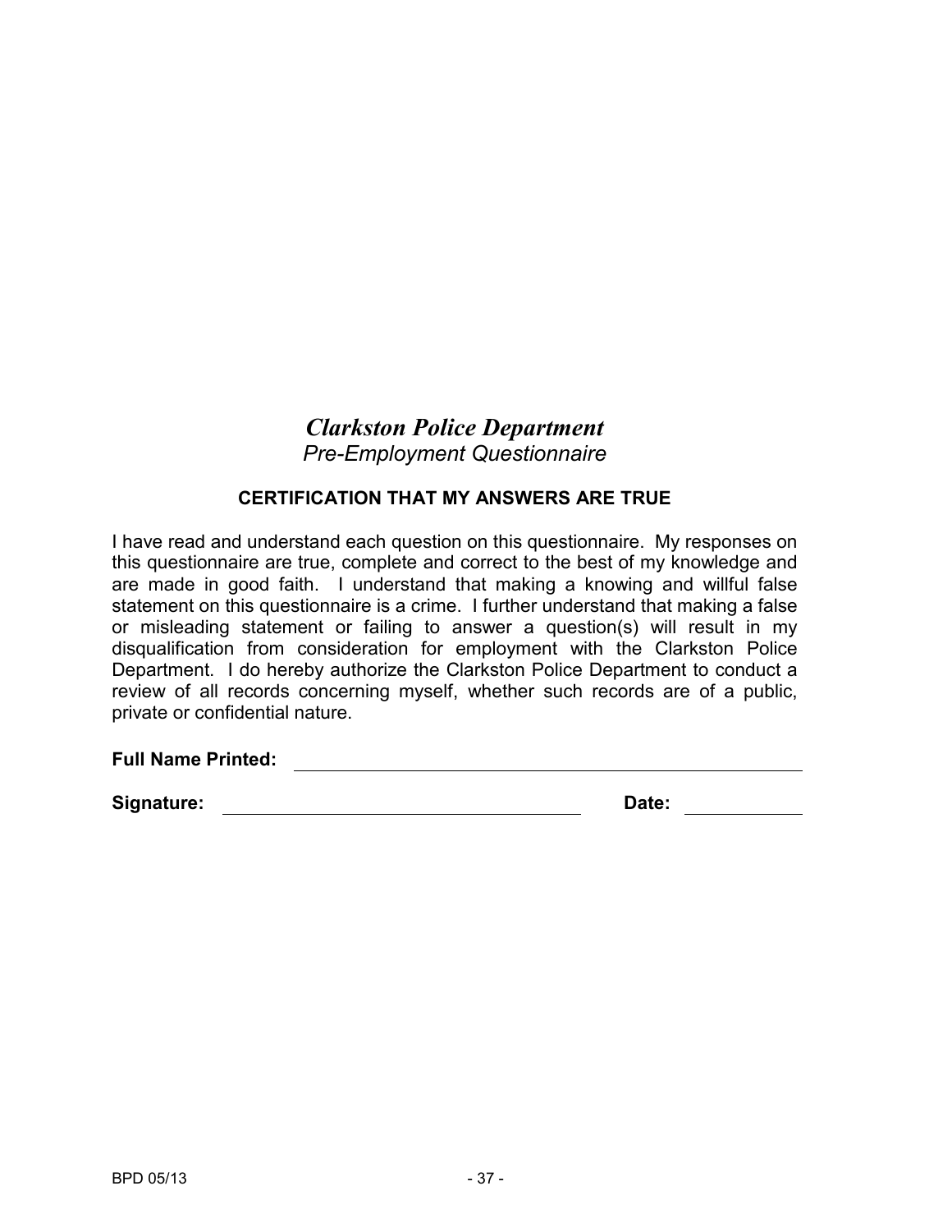# *Clarkston Police Department*

*Pre-Employment Questionnaire*

## CERTIFICATION THAT MY ANSWERS ARE TRUE

I have read and understand each question on this questionnaire. My responses on this questionnaire are true, complete and correct to the best of my knowledge and are made in good faith. I understand that making a knowing and willful false statement on this questionnaire is a crime. I further understand that making a false or misleading statement or failing to answer a question(s) will result in my disqualification from consideration for employment with the Clarkston Police Department. I do hereby authorize the Clarkston Police Department to conduct a review of all records concerning myself, whether such records are of a public, private or confidential nature.

**Full Name Printed:** ______________________________________________

**Signature:** ________________________________ **Date:** ____________

BPD 05/13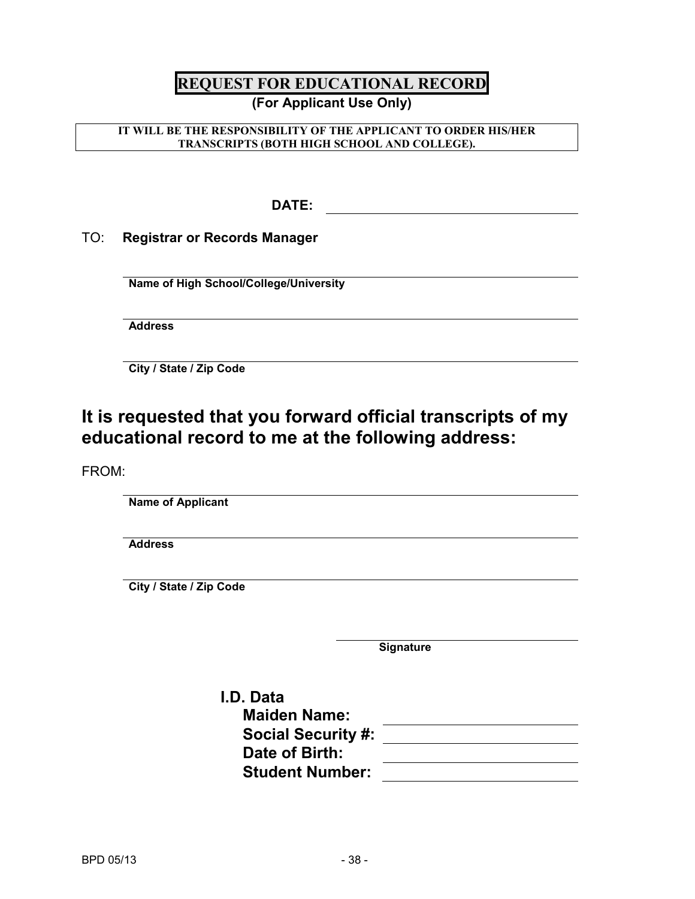# REQUEST FOR EDUCATIONAL RECORD

**(For Applicant Use Only)**

**IT WILL BE THE RESPONSIBILITY OF THE APPLICANT TO ORDER HIS/HER TRANSCRIPTS (BOTH HIGH SCHOOL AND COLLEGE).**

**DATE:** ______________________________

TO: **Registrar or Records Manager**

______________________________
**Name of High School/College/University**

______________________________
**Address**

______________________________
**City / State / Zip Code**

## It is requested that you forward official transcripts of my educational record to me at the following address:

FROM:

______________________________
**Name of Applicant**

______________________________
**Address**

______________________________
**City / State / Zip Code**

______________________________
**Signature**

**I.D. Data**

**Maiden Name:** ______________________________

**Social Security #:** ______________________________

**Date of Birth:** ______________________________

**Student Number:** ______________________________

BPD 05/13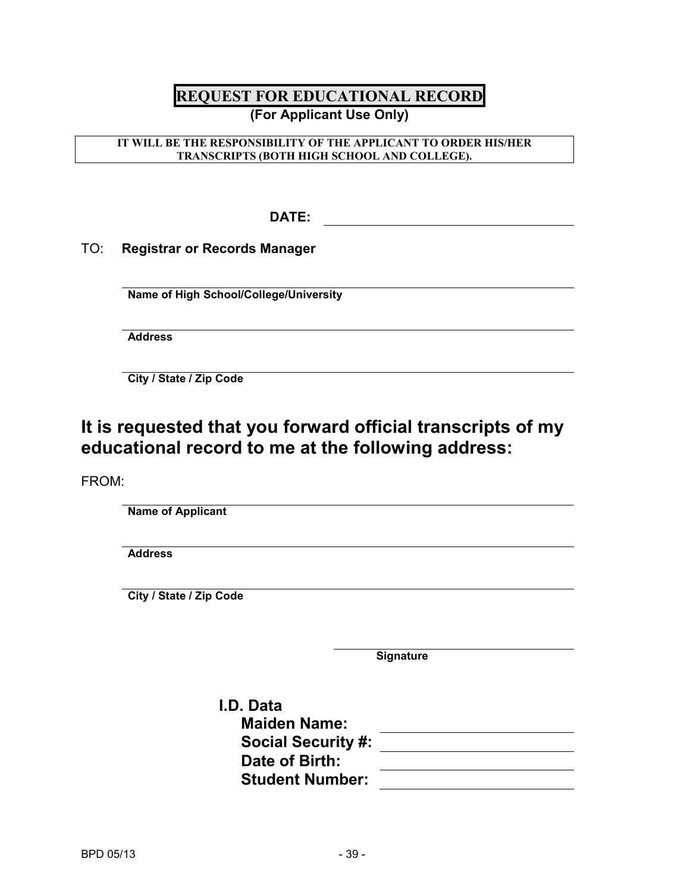# REQUEST FOR EDUCATIONAL RECORD

**(For Applicant Use Only)**

**IT WILL BE THE RESPONSIBILITY OF THE APPLICANT TO ORDER HIS/HER TRANSCRIPTS (BOTH HIGH SCHOOL AND COLLEGE).**

**DATE:** ______________________________

TO: **Registrar or Records Manager**

______________________________________________
**Name of High School/College/University**

______________________________________________
**Address**

______________________________________________
**City / State / Zip Code**

## It is requested that you forward official transcripts of my educational record to me at the following address:

FROM:

______________________________________________
**Name of Applicant**

______________________________________________
**Address**

______________________________________________
**City / State / Zip Code**

______________________________
**Signature**

**I.D. Data**

**Maiden Name:** ______________________

**Social Security #:** ______________________

**Date of Birth:** ______________________

**Student Number:** ______________________

BPD 05/13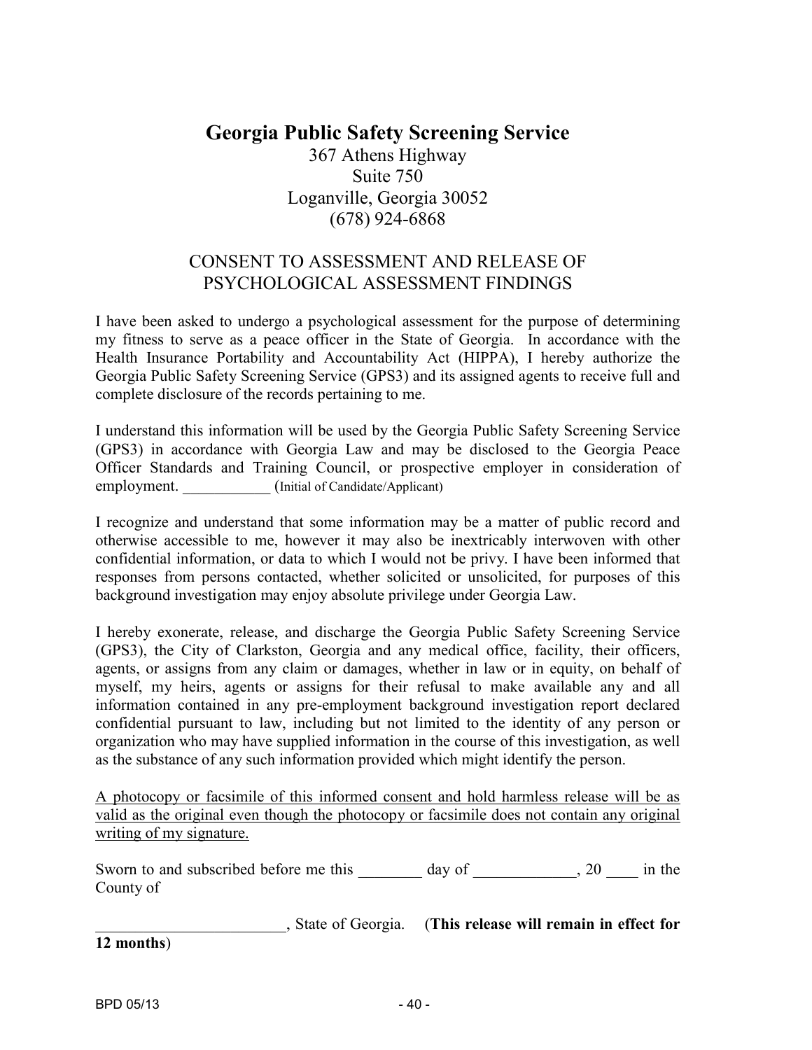# Georgia Public Safety Screening Service

367 Athens Highway
Suite 750
Loganville, Georgia 30052
(678) 924-6868

## CONSENT TO ASSESSMENT AND RELEASE OF PSYCHOLOGICAL ASSESSMENT FINDINGS

I have been asked to undergo a psychological assessment for the purpose of determining my fitness to serve as a peace officer in the State of Georgia. In accordance with the Health Insurance Portability and Accountability Act (HIPPA), I hereby authorize the Georgia Public Safety Screening Service (GPS3) and its assigned agents to receive full and complete disclosure of the records pertaining to me.

I understand this information will be used by the Georgia Public Safety Screening Service (GPS3) in accordance with Georgia Law and may be disclosed to the Georgia Peace Officer Standards and Training Council, or prospective employer in consideration of employment. ___________ (Initial of Candidate/Applicant)

I recognize and understand that some information may be a matter of public record and otherwise accessible to me, however it may also be inextricably interwoven with other confidential information, or data to which I would not be privy. I have been informed that responses from persons contacted, whether solicited or unsolicited, for purposes of this background investigation may enjoy absolute privilege under Georgia Law.

I hereby exonerate, release, and discharge the Georgia Public Safety Screening Service (GPS3), the City of Clarkston, Georgia and any medical office, facility, their officers, agents, or assigns from any claim or damages, whether in law or in equity, on behalf of myself, my heirs, agents or assigns for their refusal to make available any and all information contained in any pre-employment background investigation report declared confidential pursuant to law, including but not limited to the identity of any person or organization who may have supplied information in the course of this investigation, as well as the substance of any such information provided which might identify the person.

<u>A photocopy or facsimile of this informed consent and hold harmless release will be as valid as the original even though the photocopy or facsimile does not contain any original writing of my signature.</u>

Sworn to and subscribed before me this ________ day of _____________, 20 ____ in the County of

________________________, State of Georgia. (**This release will remain in effect for 12 months**)

BPD 05/13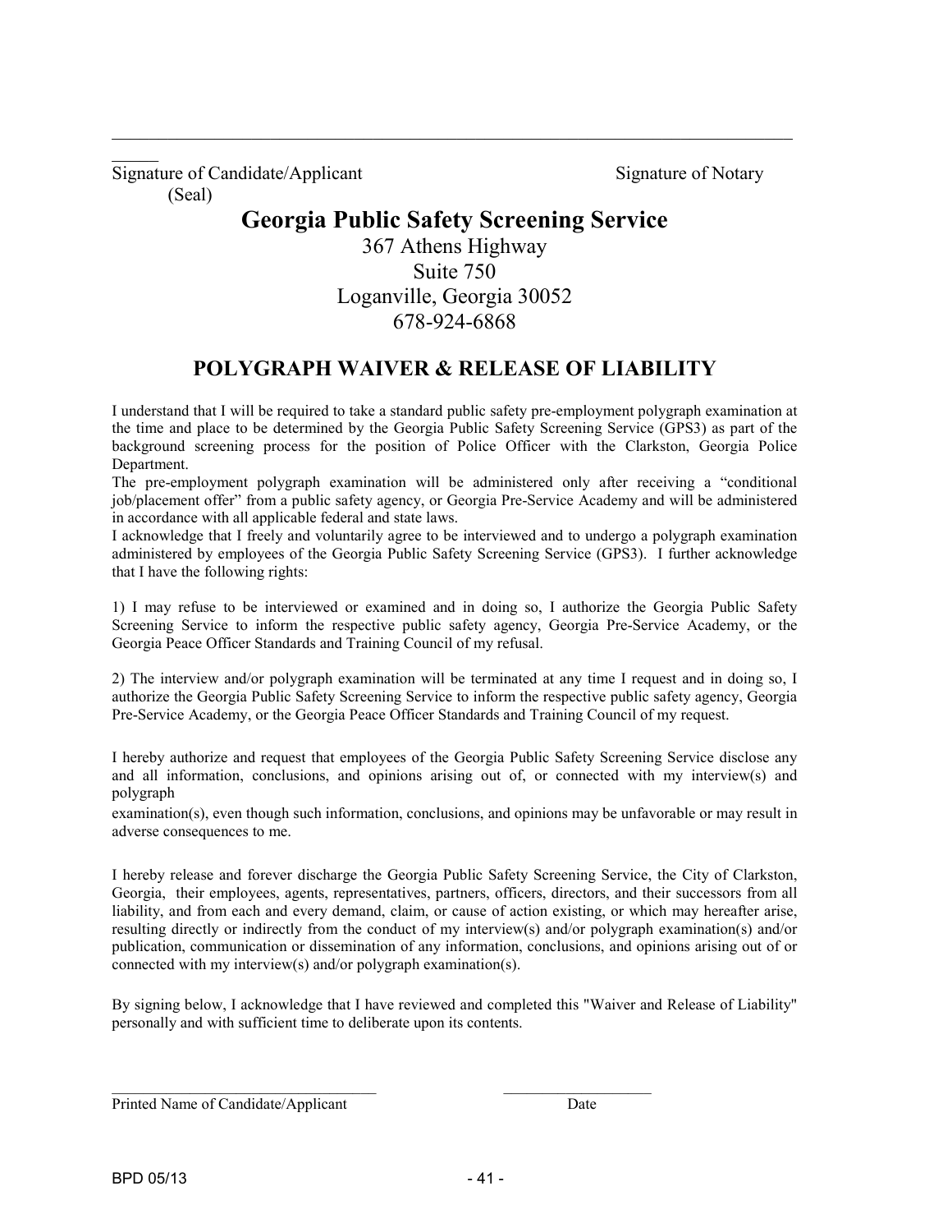\_\_\_\_\_\_\_\_\_\_\_\_\_\_\_\_\_\_\_\_\_\_\_\_\_\_\_\_\_\_\_\_\_\_\_\_\_\_\_\_\_\_\_\_\_\_\_\_\_\_\_\_\_\_\_\_\_\_\_\_\_\_\_\_\_\_\_\_\_\_\_\_\_\_\_\_\_\_\_\_\_

Signature of Candidate/Applicant                    Signature of Notary

(Seal)

# Georgia Public Safety Screening Service

367 Athens Highway
Suite 750
Loganville, Georgia 30052
678-924-6868

## POLYGRAPH WAIVER & RELEASE OF LIABILITY

I understand that I will be required to take a standard public safety pre-employment polygraph examination at the time and place to be determined by the Georgia Public Safety Screening Service (GPS3) as part of the background screening process for the position of Police Officer with the Clarkston, Georgia Police Department.

The pre-employment polygraph examination will be administered only after receiving a "conditional job/placement offer" from a public safety agency, or Georgia Pre-Service Academy and will be administered in accordance with all applicable federal and state laws.

I acknowledge that I freely and voluntarily agree to be interviewed and to undergo a polygraph examination administered by employees of the Georgia Public Safety Screening Service (GPS3). I further acknowledge that I have the following rights:

1) I may refuse to be interviewed or examined and in doing so, I authorize the Georgia Public Safety Screening Service to inform the respective public safety agency, Georgia Pre-Service Academy, or the Georgia Peace Officer Standards and Training Council of my refusal.

2) The interview and/or polygraph examination will be terminated at any time I request and in doing so, I authorize the Georgia Public Safety Screening Service to inform the respective public safety agency, Georgia Pre-Service Academy, or the Georgia Peace Officer Standards and Training Council of my request.

I hereby authorize and request that employees of the Georgia Public Safety Screening Service disclose any and all information, conclusions, and opinions arising out of, or connected with my interview(s) and polygraph examination(s), even though such information, conclusions, and opinions may be unfavorable or may result in adverse consequences to me.

I hereby release and forever discharge the Georgia Public Safety Screening Service, the City of Clarkston, Georgia, their employees, agents, representatives, partners, officers, directors, and their successors from all liability, and from each and every demand, claim, or cause of action existing, or which may hereafter arise, resulting directly or indirectly from the conduct of my interview(s) and/or polygraph examination(s) and/or publication, communication or dissemination of any information, conclusions, and opinions arising out of or connected with my interview(s) and/or polygraph examination(s).

By signing below, I acknowledge that I have reviewed and completed this "Waiver and Release of Liability" personally and with sufficient time to deliberate upon its contents.

\_\_\_\_\_\_\_\_\_\_\_\_\_\_\_\_\_\_\_\_\_\_\_\_\_\_\_\_\_\_\_\_\_\_\_\_                    \_\_\_\_\_\_\_\_\_\_\_\_\_\_\_\_\_\_\_\_

Printed Name of Candidate/Applicant                    Date

BPD 05/13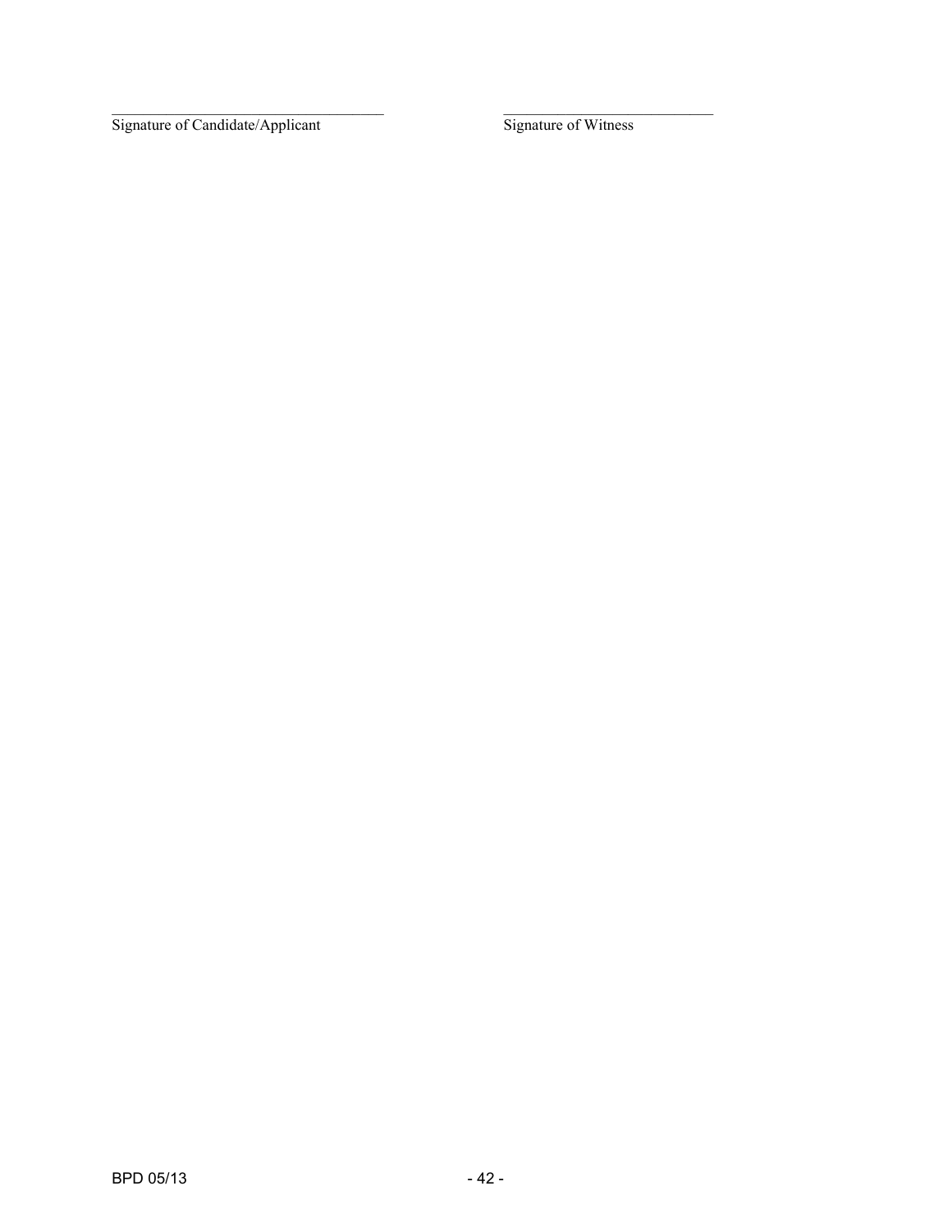\_\_\_\_\_\_\_\_\_\_\_\_\_\_\_\_\_\_\_\_\_\_\_\_\_\_\_\_\_\_\_\_\_\_\_\_ \_\_\_\_\_\_\_\_\_\_\_\_\_\_\_\_\_\_\_\_\_\_\_\_\_\_\_\_

Signature of Candidate/Applicant Signature of Witness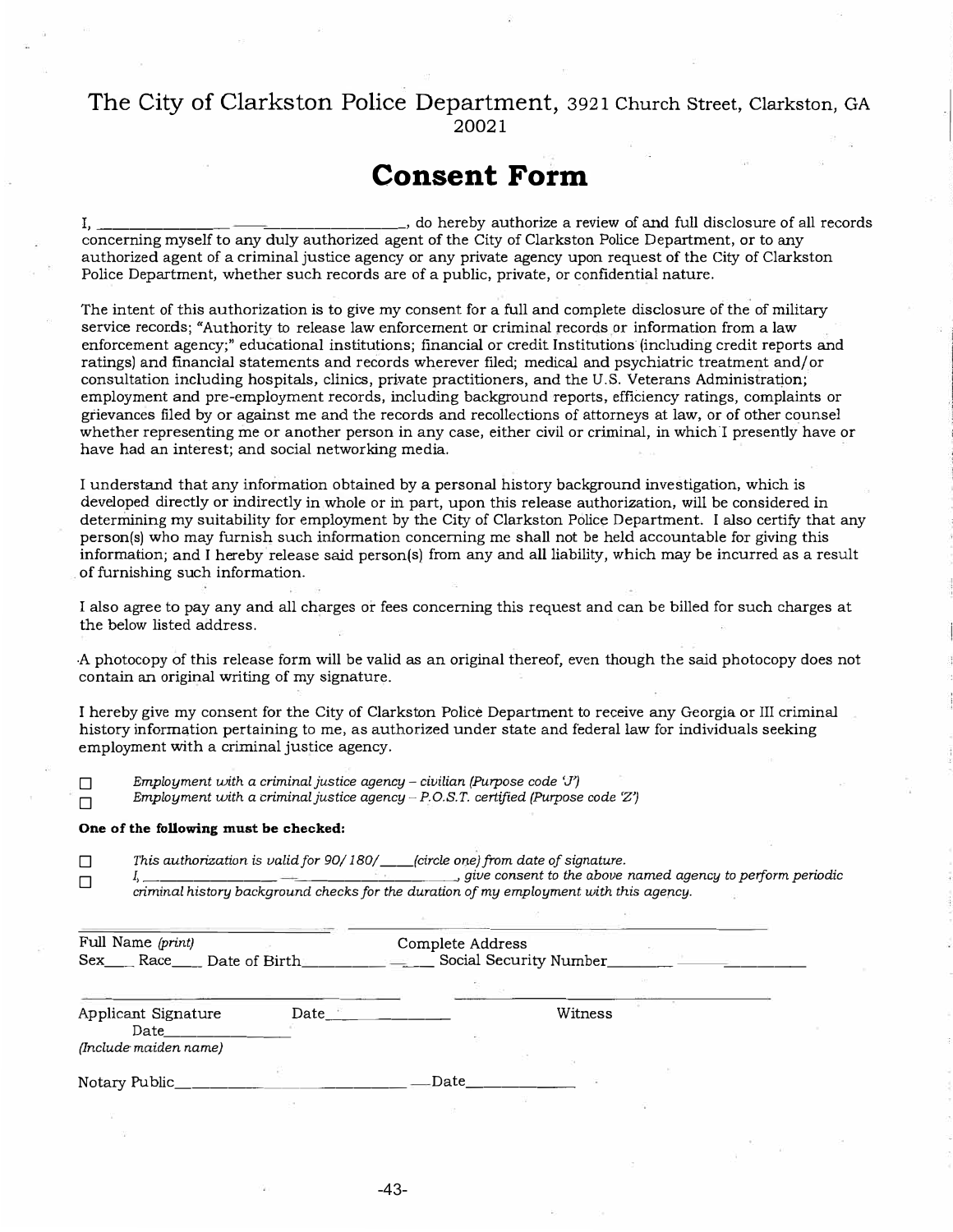The City of Clarkston Police Department, 3921 Church Street, Clarkston, GA 20021

# Consent Form

I, ______________________________________, do hereby authorize a review of and full disclosure of all records concerning myself to any duly authorized agent of the City of Clarkston Police Department, or to any authorized agent of a criminal justice agency or any private agency upon request of the City of Clarkston Police Department, whether such records are of a public, private, or confidential nature.

The intent of this authorization is to give my consent for a full and complete disclosure of the of military service records; "Authority to release law enforcement or criminal records or information from a law enforcement agency;" educational institutions; financial or credit Institutions (including credit reports and ratings) and financial statements and records wherever filed; medical and psychiatric treatment and/or consultation including hospitals, clinics, private practitioners, and the U.S. Veterans Administration; employment and pre-employment records, including background reports, efficiency ratings, complaints or grievances filed by or against me and the records and recollections of attorneys at law, or of other counsel whether representing me or another person in any case, either civil or criminal, in which I presently have or have had an interest; and social networking media.

I understand that any information obtained by a personal history background investigation, which is developed directly or indirectly in whole or in part, upon this release authorization, will be considered in determining my suitability for employment by the City of Clarkston Police Department. I also certify that any person(s) who may furnish such information concerning me shall not be held accountable for giving this information; and I hereby release said person(s) from any and all liability, which may be incurred as a result of furnishing such information.

I also agree to pay any and all charges or fees concerning this request and can be billed for such charges at the below listed address.

A photocopy of this release form will be valid as an original thereof, even though the said photocopy does not contain an original writing of my signature.

I hereby give my consent for the City of Clarkston Police Department to receive any Georgia or III criminal history information pertaining to me, as authorized under state and federal law for individuals seeking employment with a criminal justice agency.

☐ *Employment with a criminal justice agency – civilian (Purpose code 'J')*
☐ *Employment with a criminal justice agency – P.O.S.T. certified (Purpose code 'Z')*

**One of the following must be checked:**

☐ *This authorization is valid for 90/ 180/____(circle one) from date of signature.*
☐ *I, ______________________________, give consent to the above named agency to perform periodic criminal history background checks for the duration of my employment with this agency.*

________________________________ ________________________________
Full Name *(print)* Complete Address
Sex____ Race____ Date of Birth______________ Social Security Number______________

________________________________ ________________________________
Applicant Signature Date______________ Witness
Date______________
*(Include maiden name)*

Notary Public______________________________ Date______________